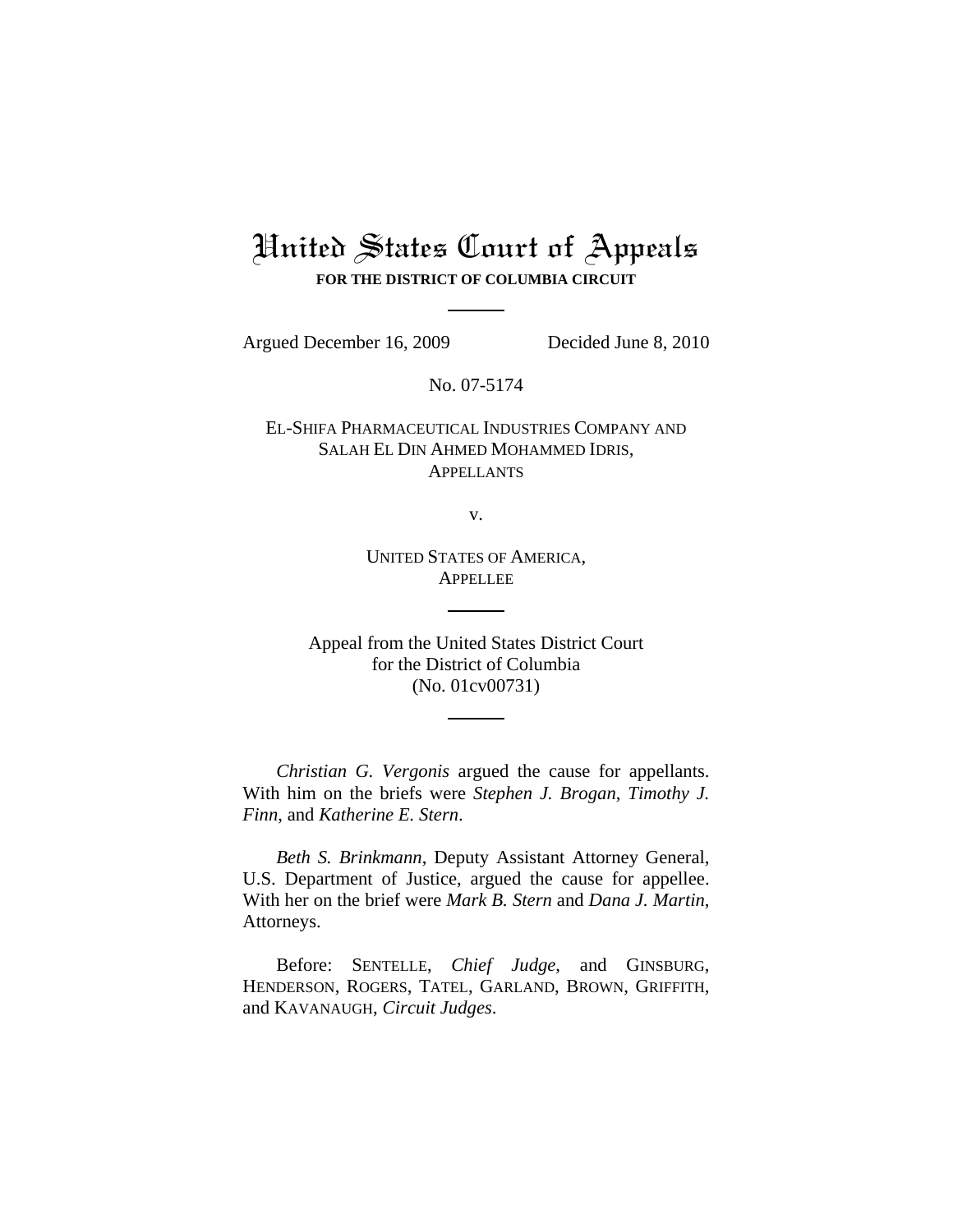# United States Court of Appeals

**FOR THE DISTRICT OF COLUMBIA CIRCUIT**

Argued December 16, 2009 Decided June 8, 2010

No. 07-5174

EL-SHIFA PHARMACEUTICAL INDUSTRIES COMPANY AND SALAH EL DIN AHMED MOHAMMED IDRIS,
APPELLANTS

v.

UNITED STATES OF AMERICA,
APPELLEE

Appeal from the United States District Court
for the District of Columbia
(No. 01cv00731)

*Christian G. Vergonis* argued the cause for appellants. With him on the briefs were *Stephen J. Brogan*, *Timothy J. Finn*, and *Katherine E. Stern*.

*Beth S. Brinkmann*, Deputy Assistant Attorney General, U.S. Department of Justice, argued the cause for appellee. With her on the brief were *Mark B. Stern* and *Dana J. Martin*, Attorneys.

Before: SENTELLE, *Chief Judge*, and GINSBURG, HENDERSON, ROGERS, TATEL, GARLAND, BROWN, GRIFFITH, and KAVANAUGH, *Circuit Judges*.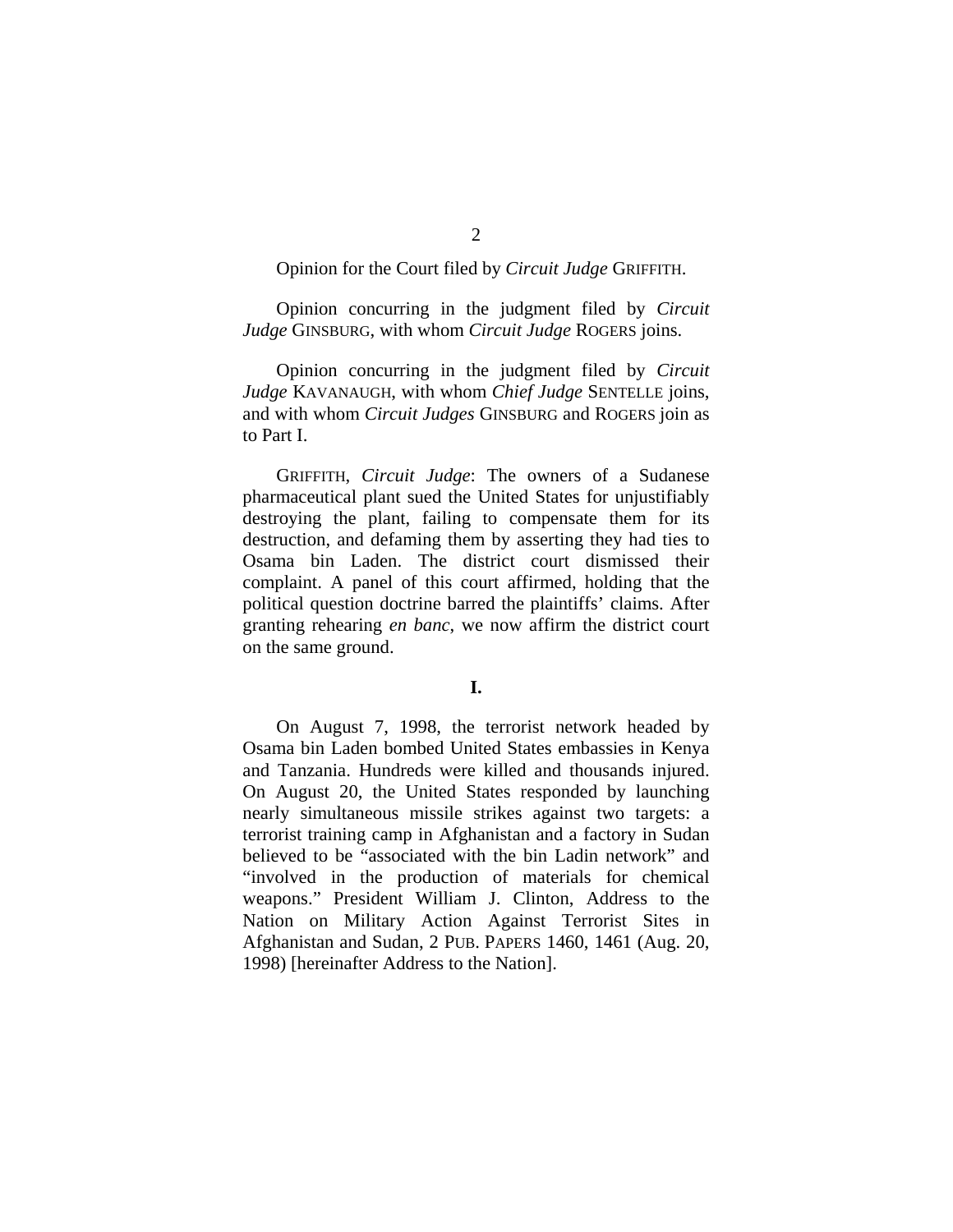Opinion for the Court filed by *Circuit Judge* GRIFFITH.

Opinion concurring in the judgment filed by *Circuit Judge* GINSBURG, with whom *Circuit Judge* ROGERS joins.

Opinion concurring in the judgment filed by *Circuit Judge* KAVANAUGH, with whom *Chief Judge* SENTELLE joins, and with whom *Circuit Judges* GINSBURG and ROGERS join as to Part I.

GRIFFITH, *Circuit Judge*: The owners of a Sudanese pharmaceutical plant sued the United States for unjustifiably destroying the plant, failing to compensate them for its destruction, and defaming them by asserting they had ties to Osama bin Laden. The district court dismissed their complaint. A panel of this court affirmed, holding that the political question doctrine barred the plaintiffs' claims. After granting rehearing *en banc*, we now affirm the district court on the same ground.

**I.**

On August 7, 1998, the terrorist network headed by Osama bin Laden bombed United States embassies in Kenya and Tanzania. Hundreds were killed and thousands injured. On August 20, the United States responded by launching nearly simultaneous missile strikes against two targets: a terrorist training camp in Afghanistan and a factory in Sudan believed to be "associated with the bin Ladin network" and "involved in the production of materials for chemical weapons." President William J. Clinton, Address to the Nation on Military Action Against Terrorist Sites in Afghanistan and Sudan, 2 PUB. PAPERS 1460, 1461 (Aug. 20, 1998) [hereinafter Address to the Nation].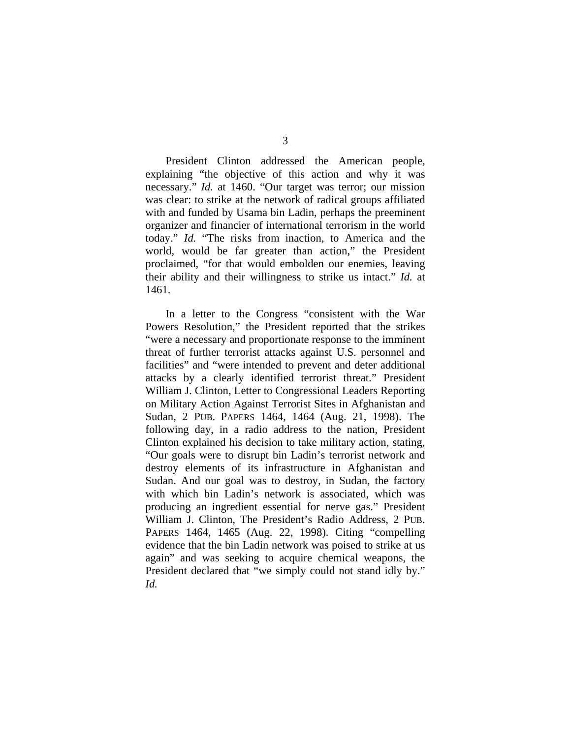President Clinton addressed the American people, explaining "the objective of this action and why it was necessary." *Id.* at 1460. "Our target was terror; our mission was clear: to strike at the network of radical groups affiliated with and funded by Usama bin Ladin, perhaps the preeminent organizer and financier of international terrorism in the world today." *Id.* "The risks from inaction, to America and the world, would be far greater than action," the President proclaimed, "for that would embolden our enemies, leaving their ability and their willingness to strike us intact." *Id.* at 1461.

In a letter to the Congress "consistent with the War Powers Resolution," the President reported that the strikes "were a necessary and proportionate response to the imminent threat of further terrorist attacks against U.S. personnel and facilities" and "were intended to prevent and deter additional attacks by a clearly identified terrorist threat." President William J. Clinton, Letter to Congressional Leaders Reporting on Military Action Against Terrorist Sites in Afghanistan and Sudan, 2 PUB. PAPERS 1464, 1464 (Aug. 21, 1998). The following day, in a radio address to the nation, President Clinton explained his decision to take military action, stating, "Our goals were to disrupt bin Ladin's terrorist network and destroy elements of its infrastructure in Afghanistan and Sudan. And our goal was to destroy, in Sudan, the factory with which bin Ladin's network is associated, which was producing an ingredient essential for nerve gas." President William J. Clinton, The President's Radio Address, 2 PUB. PAPERS 1464, 1465 (Aug. 22, 1998). Citing "compelling evidence that the bin Ladin network was poised to strike at us again" and was seeking to acquire chemical weapons, the President declared that "we simply could not stand idly by." *Id.*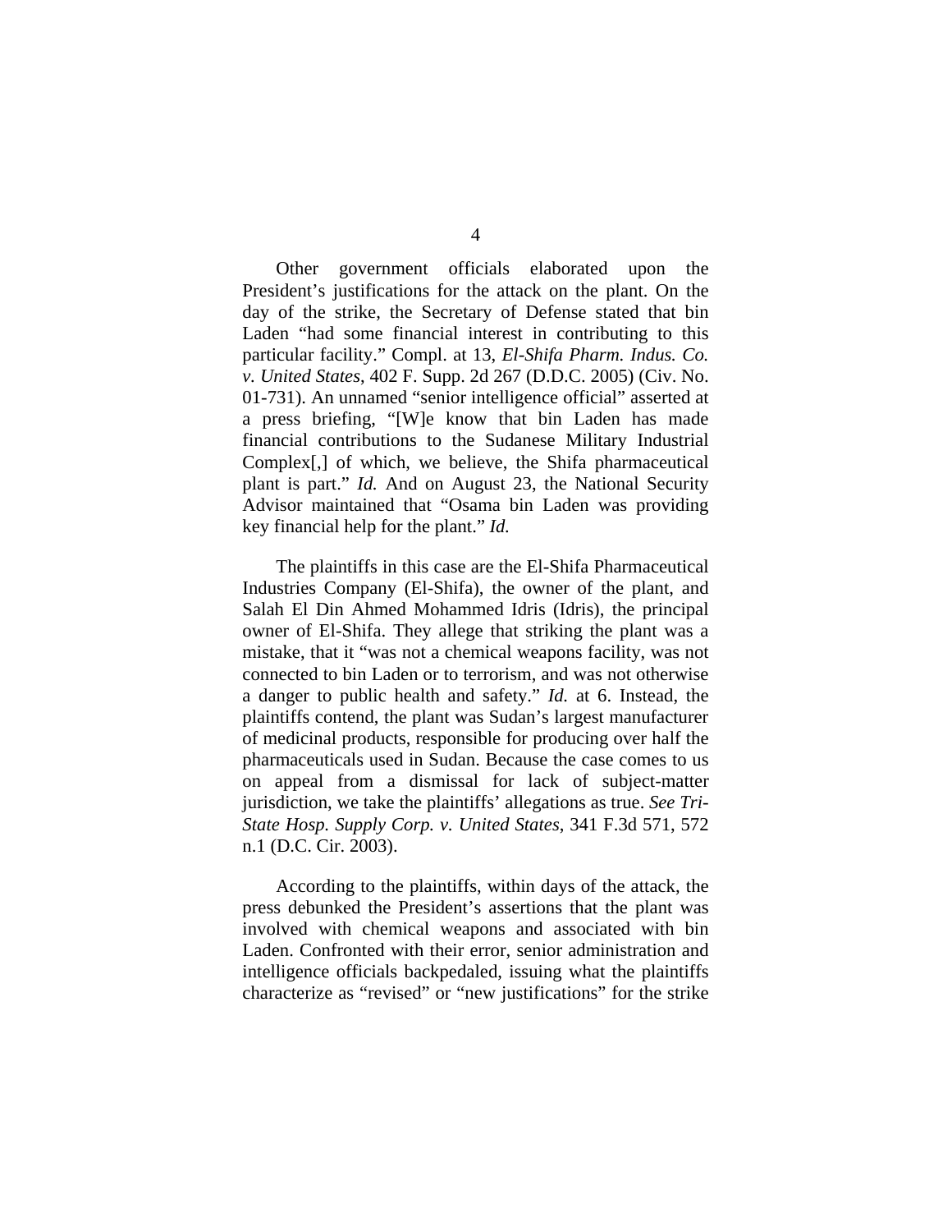Other government officials elaborated upon the President's justifications for the attack on the plant. On the day of the strike, the Secretary of Defense stated that bin Laden "had some financial interest in contributing to this particular facility." Compl. at 13, *El-Shifa Pharm. Indus. Co. v. United States*, 402 F. Supp. 2d 267 (D.D.C. 2005) (Civ. No. 01-731). An unnamed "senior intelligence official" asserted at a press briefing, "[W]e know that bin Laden has made financial contributions to the Sudanese Military Industrial Complex[,] of which, we believe, the Shifa pharmaceutical plant is part." *Id.* And on August 23, the National Security Advisor maintained that "Osama bin Laden was providing key financial help for the plant." *Id.*

The plaintiffs in this case are the El-Shifa Pharmaceutical Industries Company (El-Shifa), the owner of the plant, and Salah El Din Ahmed Mohammed Idris (Idris), the principal owner of El-Shifa. They allege that striking the plant was a mistake, that it "was not a chemical weapons facility, was not connected to bin Laden or to terrorism, and was not otherwise a danger to public health and safety." *Id.* at 6. Instead, the plaintiffs contend, the plant was Sudan's largest manufacturer of medicinal products, responsible for producing over half the pharmaceuticals used in Sudan. Because the case comes to us on appeal from a dismissal for lack of subject-matter jurisdiction, we take the plaintiffs' allegations as true. *See Tri-State Hosp. Supply Corp. v. United States*, 341 F.3d 571, 572 n.1 (D.C. Cir. 2003).

According to the plaintiffs, within days of the attack, the press debunked the President's assertions that the plant was involved with chemical weapons and associated with bin Laden. Confronted with their error, senior administration and intelligence officials backpedaled, issuing what the plaintiffs characterize as "revised" or "new justifications" for the strike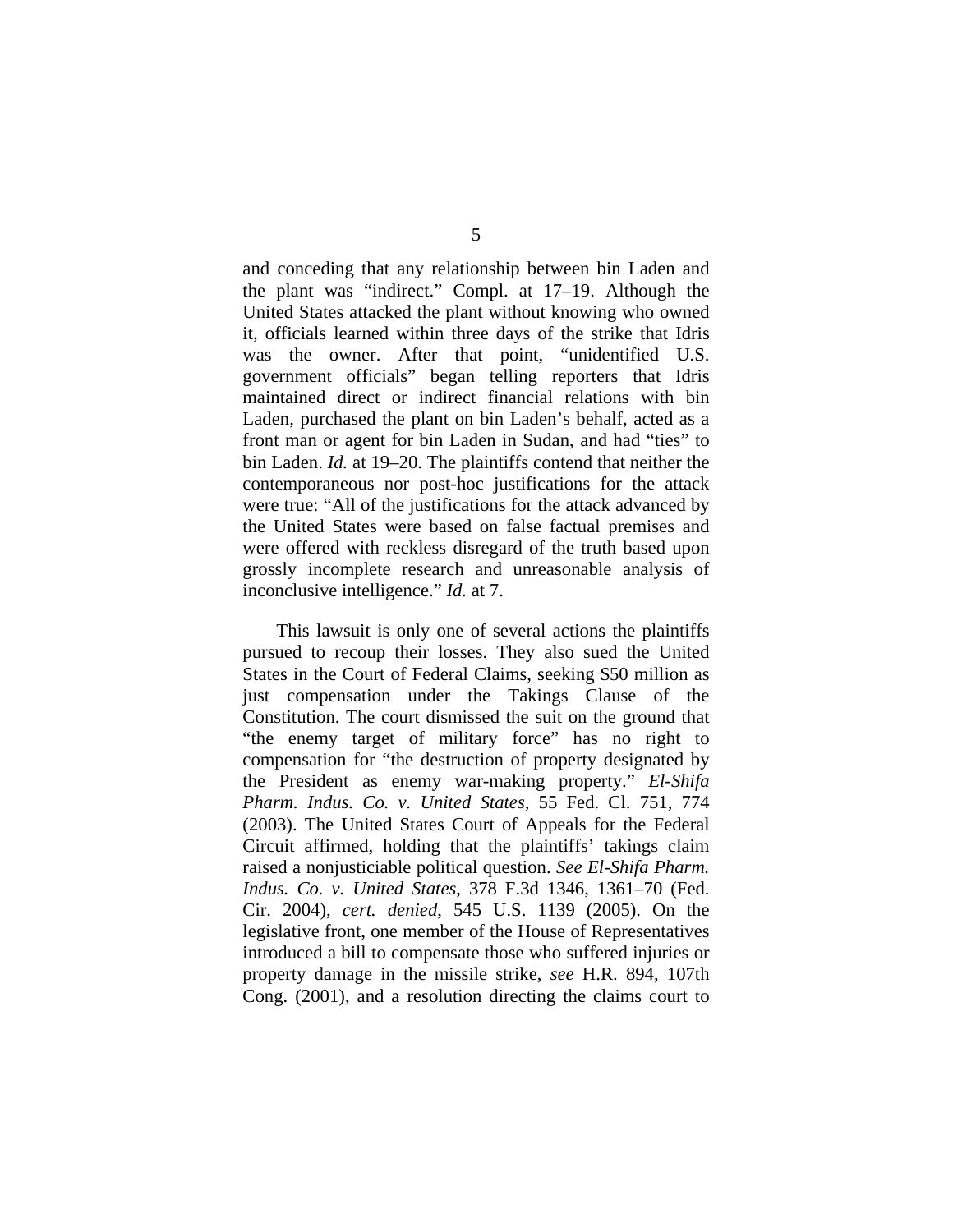and conceding that any relationship between bin Laden and the plant was "indirect." Compl. at 17–19. Although the United States attacked the plant without knowing who owned it, officials learned within three days of the strike that Idris was the owner. After that point, "unidentified U.S. government officials" began telling reporters that Idris maintained direct or indirect financial relations with bin Laden, purchased the plant on bin Laden's behalf, acted as a front man or agent for bin Laden in Sudan, and had "ties" to bin Laden. *Id.* at 19–20. The plaintiffs contend that neither the contemporaneous nor post-hoc justifications for the attack were true: "All of the justifications for the attack advanced by the United States were based on false factual premises and were offered with reckless disregard of the truth based upon grossly incomplete research and unreasonable analysis of inconclusive intelligence." *Id.* at 7.

This lawsuit is only one of several actions the plaintiffs pursued to recoup their losses. They also sued the United States in the Court of Federal Claims, seeking $50 million as just compensation under the Takings Clause of the Constitution. The court dismissed the suit on the ground that "the enemy target of military force" has no right to compensation for "the destruction of property designated by the President as enemy war-making property." *El-Shifa Pharm. Indus. Co. v. United States*, 55 Fed. Cl. 751, 774 (2003). The United States Court of Appeals for the Federal Circuit affirmed, holding that the plaintiffs' takings claim raised a nonjusticiable political question. *See El-Shifa Pharm. Indus. Co. v. United States*, 378 F.3d 1346, 1361–70 (Fed. Cir. 2004), *cert. denied*, 545 U.S. 1139 (2005). On the legislative front, one member of the House of Representatives introduced a bill to compensate those who suffered injuries or property damage in the missile strike, *see* H.R. 894, 107th Cong. (2001), and a resolution directing the claims court to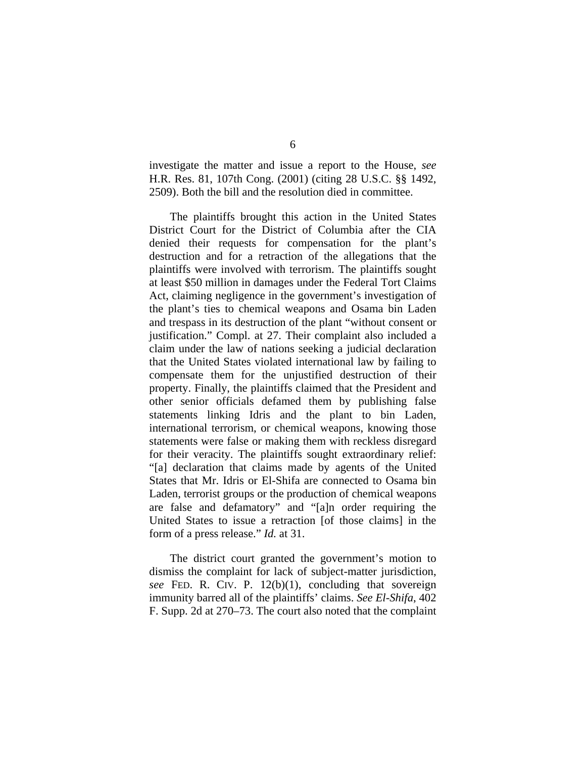investigate the matter and issue a report to the House, *see* H.R. Res. 81, 107th Cong. (2001) (citing 28 U.S.C. §§ 1492, 2509). Both the bill and the resolution died in committee.

The plaintiffs brought this action in the United States District Court for the District of Columbia after the CIA denied their requests for compensation for the plant's destruction and for a retraction of the allegations that the plaintiffs were involved with terrorism. The plaintiffs sought at least $50 million in damages under the Federal Tort Claims Act, claiming negligence in the government's investigation of the plant's ties to chemical weapons and Osama bin Laden and trespass in its destruction of the plant "without consent or justification." Compl. at 27. Their complaint also included a claim under the law of nations seeking a judicial declaration that the United States violated international law by failing to compensate them for the unjustified destruction of their property. Finally, the plaintiffs claimed that the President and other senior officials defamed them by publishing false statements linking Idris and the plant to bin Laden, international terrorism, or chemical weapons, knowing those statements were false or making them with reckless disregard for their veracity. The plaintiffs sought extraordinary relief: "[a] declaration that claims made by agents of the United States that Mr. Idris or El-Shifa are connected to Osama bin Laden, terrorist groups or the production of chemical weapons are false and defamatory" and "[a]n order requiring the United States to issue a retraction [of those claims] in the form of a press release." *Id.* at 31.

The district court granted the government's motion to dismiss the complaint for lack of subject-matter jurisdiction, *see* FED. R. CIV. P. 12(b)(1), concluding that sovereign immunity barred all of the plaintiffs' claims. *See El-Shifa*, 402 F. Supp. 2d at 270–73. The court also noted that the complaint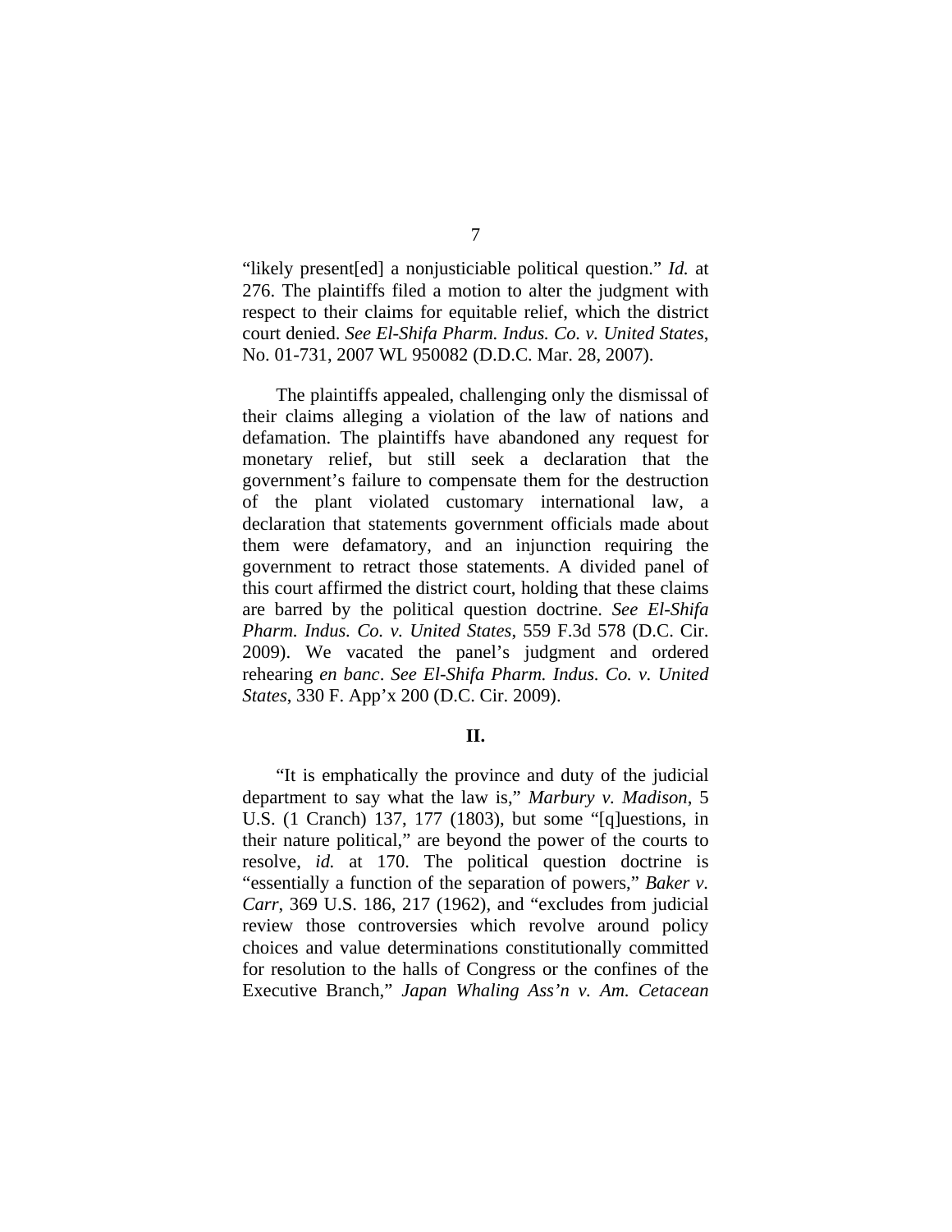"likely present[ed] a nonjusticiable political question." *Id.* at 276. The plaintiffs filed a motion to alter the judgment with respect to their claims for equitable relief, which the district court denied. *See El-Shifa Pharm. Indus. Co. v. United States*, No. 01-731, 2007 WL 950082 (D.D.C. Mar. 28, 2007).

The plaintiffs appealed, challenging only the dismissal of their claims alleging a violation of the law of nations and defamation. The plaintiffs have abandoned any request for monetary relief, but still seek a declaration that the government's failure to compensate them for the destruction of the plant violated customary international law, a declaration that statements government officials made about them were defamatory, and an injunction requiring the government to retract those statements. A divided panel of this court affirmed the district court, holding that these claims are barred by the political question doctrine. *See El-Shifa Pharm. Indus. Co. v. United States*, 559 F.3d 578 (D.C. Cir. 2009). We vacated the panel's judgment and ordered rehearing *en banc*. *See El-Shifa Pharm. Indus. Co. v. United States*, 330 F. App'x 200 (D.C. Cir. 2009).

## II.

"It is emphatically the province and duty of the judicial department to say what the law is," *Marbury v. Madison*, 5 U.S. (1 Cranch) 137, 177 (1803), but some "[q]uestions, in their nature political," are beyond the power of the courts to resolve, *id.* at 170. The political question doctrine is "essentially a function of the separation of powers," *Baker v. Carr*, 369 U.S. 186, 217 (1962), and "excludes from judicial review those controversies which revolve around policy choices and value determinations constitutionally committed for resolution to the halls of Congress or the confines of the Executive Branch," *Japan Whaling Ass'n v. Am. Cetacean*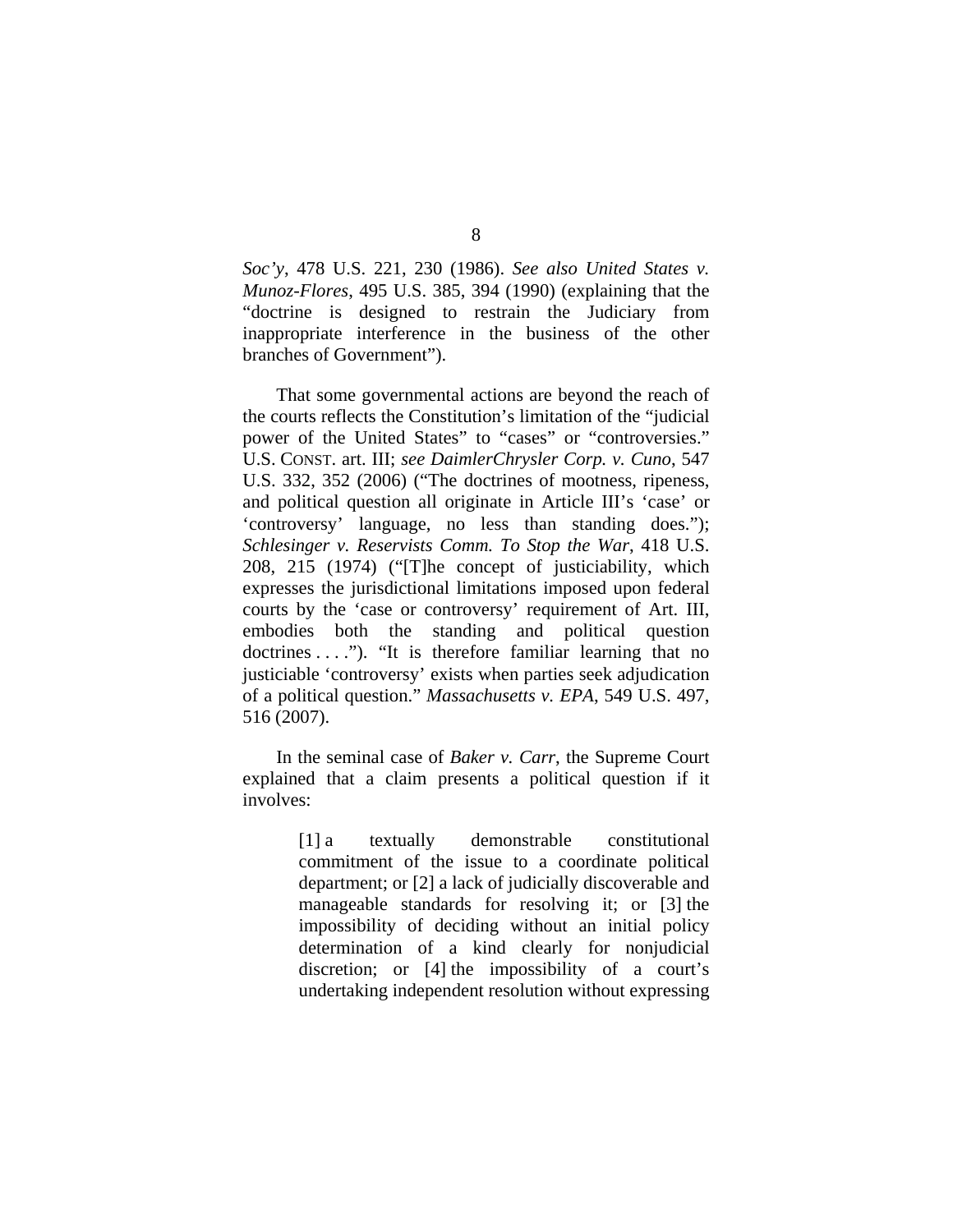*Soc'y*, 478 U.S. 221, 230 (1986). *See also United States v. Munoz-Flores*, 495 U.S. 385, 394 (1990) (explaining that the "doctrine is designed to restrain the Judiciary from inappropriate interference in the business of the other branches of Government").

That some governmental actions are beyond the reach of the courts reflects the Constitution's limitation of the "judicial power of the United States" to "cases" or "controversies." U.S. CONST. art. III; *see DaimlerChrysler Corp. v. Cuno*, 547 U.S. 332, 352 (2006) ("The doctrines of mootness, ripeness, and political question all originate in Article III's 'case' or 'controversy' language, no less than standing does."); *Schlesinger v. Reservists Comm. To Stop the War*, 418 U.S. 208, 215 (1974) ("[T]he concept of justiciability, which expresses the jurisdictional limitations imposed upon federal courts by the 'case or controversy' requirement of Art. III, embodies both the standing and political question doctrines . . . ."). "It is therefore familiar learning that no justiciable 'controversy' exists when parties seek adjudication of a political question." *Massachusetts v. EPA*, 549 U.S. 497, 516 (2007).

In the seminal case of *Baker v. Carr*, the Supreme Court explained that a claim presents a political question if it involves:

> [1] a textually demonstrable constitutional commitment of the issue to a coordinate political department; or [2] a lack of judicially discoverable and manageable standards for resolving it; or [3] the impossibility of deciding without an initial policy determination of a kind clearly for nonjudicial discretion; or [4] the impossibility of a court's undertaking independent resolution without expressing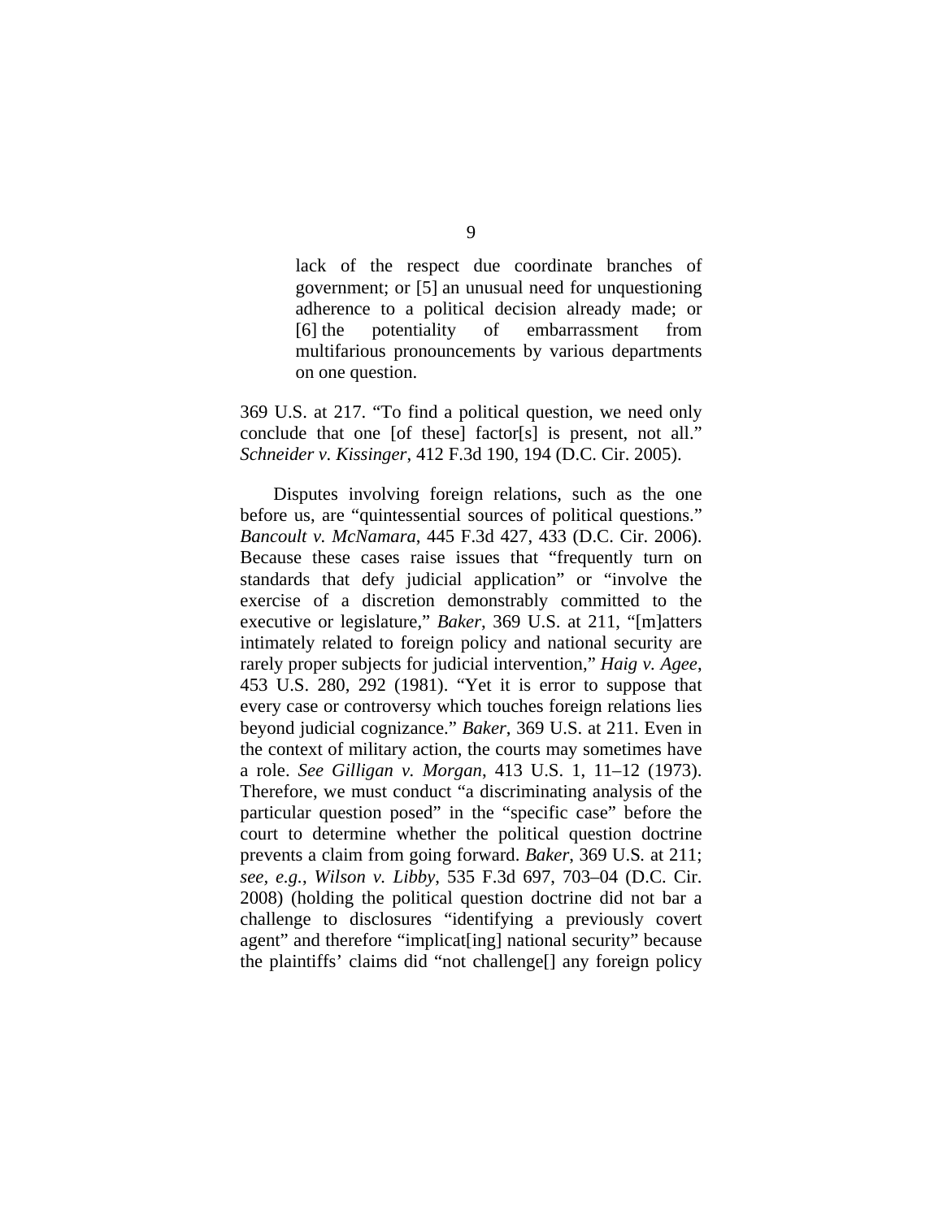> lack of the respect due coordinate branches of government; or [5] an unusual need for unquestioning adherence to a political decision already made; or [6] the potentiality of embarrassment from multifarious pronouncements by various departments on one question.

369 U.S. at 217. "To find a political question, we need only conclude that one [of these] factor[s] is present, not all." *Schneider v. Kissinger*, 412 F.3d 190, 194 (D.C. Cir. 2005).

Disputes involving foreign relations, such as the one before us, are "quintessential sources of political questions." *Bancoult v. McNamara*, 445 F.3d 427, 433 (D.C. Cir. 2006). Because these cases raise issues that "frequently turn on standards that defy judicial application" or "involve the exercise of a discretion demonstrably committed to the executive or legislature," *Baker*, 369 U.S. at 211, "[m]atters intimately related to foreign policy and national security are rarely proper subjects for judicial intervention," *Haig v. Agee*, 453 U.S. 280, 292 (1981). "Yet it is error to suppose that every case or controversy which touches foreign relations lies beyond judicial cognizance." *Baker*, 369 U.S. at 211. Even in the context of military action, the courts may sometimes have a role. *See Gilligan v. Morgan*, 413 U.S. 1, 11–12 (1973). Therefore, we must conduct "a discriminating analysis of the particular question posed" in the "specific case" before the court to determine whether the political question doctrine prevents a claim from going forward. *Baker*, 369 U.S. at 211; *see, e.g.*, *Wilson v. Libby*, 535 F.3d 697, 703–04 (D.C. Cir. 2008) (holding the political question doctrine did not bar a challenge to disclosures "identifying a previously covert agent" and therefore "implicat[ing] national security" because the plaintiffs' claims did "not challenge[] any foreign policy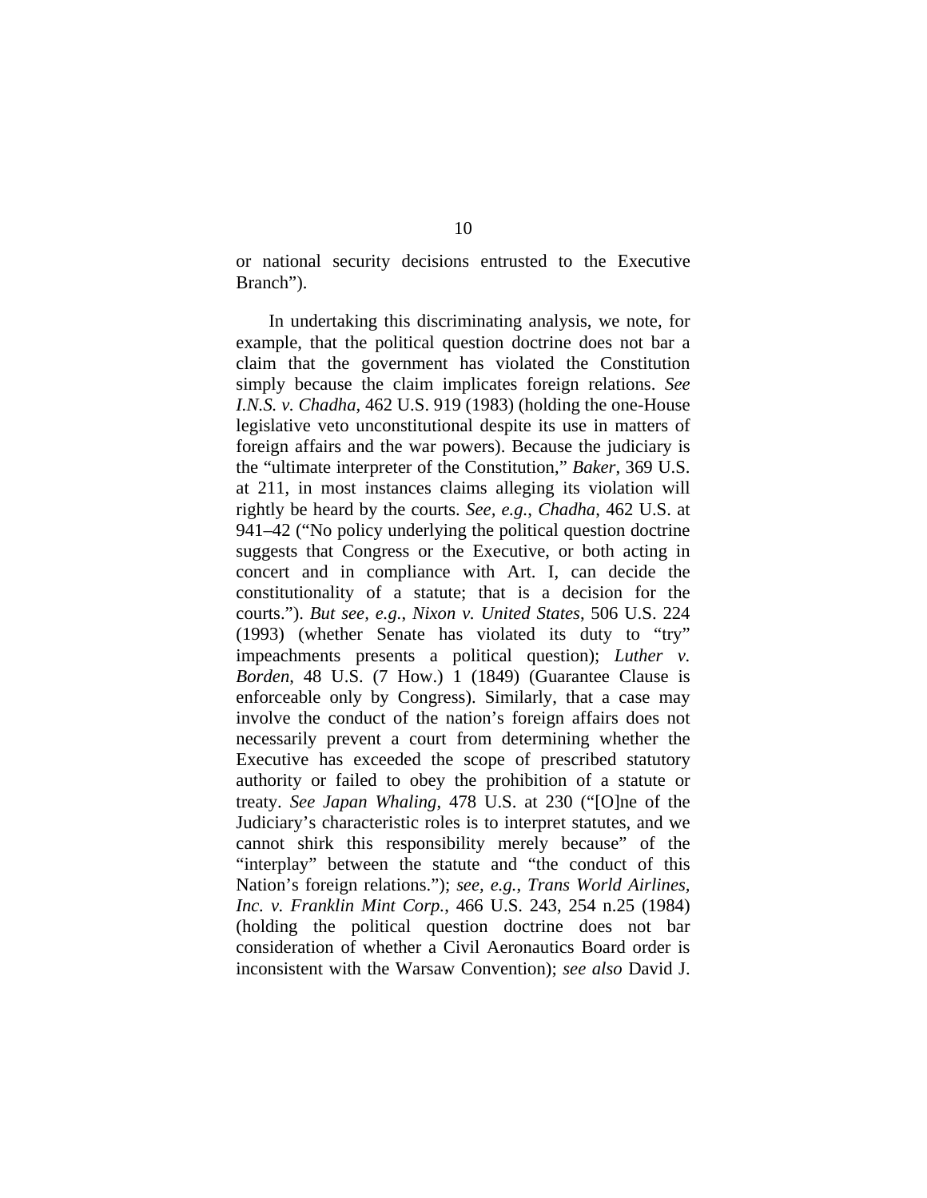or national security decisions entrusted to the Executive Branch").

In undertaking this discriminating analysis, we note, for example, that the political question doctrine does not bar a claim that the government has violated the Constitution simply because the claim implicates foreign relations. *See I.N.S. v. Chadha*, 462 U.S. 919 (1983) (holding the one-House legislative veto unconstitutional despite its use in matters of foreign affairs and the war powers). Because the judiciary is the "ultimate interpreter of the Constitution," *Baker*, 369 U.S. at 211, in most instances claims alleging its violation will rightly be heard by the courts. *See, e.g.*, *Chadha*, 462 U.S. at 941–42 ("No policy underlying the political question doctrine suggests that Congress or the Executive, or both acting in concert and in compliance with Art. I, can decide the constitutionality of a statute; that is a decision for the courts."). *But see, e.g.*, *Nixon v. United States*, 506 U.S. 224 (1993) (whether Senate has violated its duty to "try" impeachments presents a political question); *Luther v. Borden*, 48 U.S. (7 How.) 1 (1849) (Guarantee Clause is enforceable only by Congress). Similarly, that a case may involve the conduct of the nation's foreign affairs does not necessarily prevent a court from determining whether the Executive has exceeded the scope of prescribed statutory authority or failed to obey the prohibition of a statute or treaty. *See Japan Whaling*, 478 U.S. at 230 ("[O]ne of the Judiciary's characteristic roles is to interpret statutes, and we cannot shirk this responsibility merely because" of the "interplay" between the statute and "the conduct of this Nation's foreign relations."); *see, e.g.*, *Trans World Airlines, Inc. v. Franklin Mint Corp.*, 466 U.S. 243, 254 n.25 (1984) (holding the political question doctrine does not bar consideration of whether a Civil Aeronautics Board order is inconsistent with the Warsaw Convention); *see also* David J.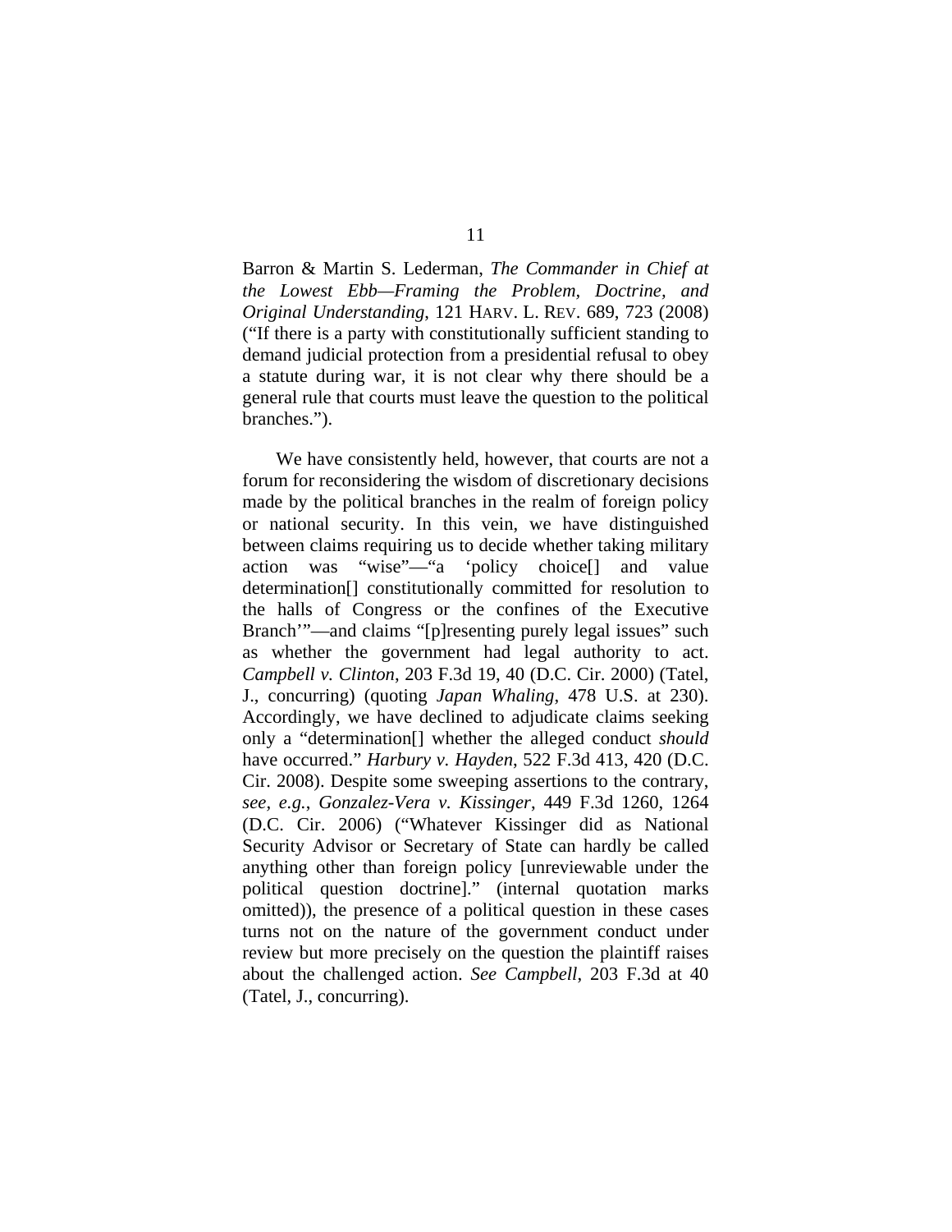Barron & Martin S. Lederman, *The Commander in Chief at the Lowest Ebb—Framing the Problem, Doctrine, and Original Understanding*, 121 HARV. L. REV. 689, 723 (2008) ("If there is a party with constitutionally sufficient standing to demand judicial protection from a presidential refusal to obey a statute during war, it is not clear why there should be a general rule that courts must leave the question to the political branches.").

We have consistently held, however, that courts are not a forum for reconsidering the wisdom of discretionary decisions made by the political branches in the realm of foreign policy or national security. In this vein, we have distinguished between claims requiring us to decide whether taking military action was "wise"—"a 'policy choice[] and value determination[] constitutionally committed for resolution to the halls of Congress or the confines of the Executive Branch'"—and claims "[p]resenting purely legal issues" such as whether the government had legal authority to act. *Campbell v. Clinton*, 203 F.3d 19, 40 (D.C. Cir. 2000) (Tatel, J., concurring) (quoting *Japan Whaling*, 478 U.S. at 230). Accordingly, we have declined to adjudicate claims seeking only a "determination[] whether the alleged conduct *should* have occurred." *Harbury v. Hayden*, 522 F.3d 413, 420 (D.C. Cir. 2008). Despite some sweeping assertions to the contrary, *see, e.g.*, *Gonzalez-Vera v. Kissinger*, 449 F.3d 1260, 1264 (D.C. Cir. 2006) ("Whatever Kissinger did as National Security Advisor or Secretary of State can hardly be called anything other than foreign policy [unreviewable under the political question doctrine]." (internal quotation marks omitted)), the presence of a political question in these cases turns not on the nature of the government conduct under review but more precisely on the question the plaintiff raises about the challenged action. *See Campbell*, 203 F.3d at 40 (Tatel, J., concurring).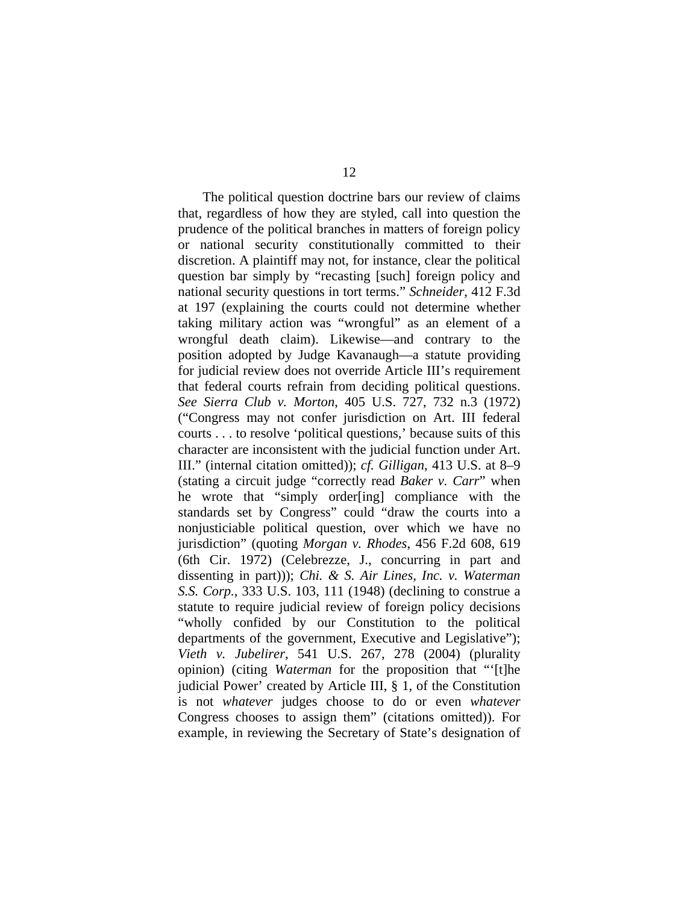The political question doctrine bars our review of claims that, regardless of how they are styled, call into question the prudence of the political branches in matters of foreign policy or national security constitutionally committed to their discretion. A plaintiff may not, for instance, clear the political question bar simply by "recasting [such] foreign policy and national security questions in tort terms." *Schneider*, 412 F.3d at 197 (explaining the courts could not determine whether taking military action was "wrongful" as an element of a wrongful death claim). Likewise—and contrary to the position adopted by Judge Kavanaugh—a statute providing for judicial review does not override Article III's requirement that federal courts refrain from deciding political questions. *See Sierra Club v. Morton*, 405 U.S. 727, 732 n.3 (1972) ("Congress may not confer jurisdiction on Art. III federal courts . . . to resolve 'political questions,' because suits of this character are inconsistent with the judicial function under Art. III." (internal citation omitted)); *cf. Gilligan*, 413 U.S. at 8–9 (stating a circuit judge "correctly read *Baker v. Carr*" when he wrote that "simply order[ing] compliance with the standards set by Congress" could "draw the courts into a nonjusticiable political question, over which we have no jurisdiction" (quoting *Morgan v. Rhodes*, 456 F.2d 608, 619 (6th Cir. 1972) (Celebrezze, J., concurring in part and dissenting in part))); *Chi. & S. Air Lines, Inc. v. Waterman S.S. Corp.*, 333 U.S. 103, 111 (1948) (declining to construe a statute to require judicial review of foreign policy decisions "wholly confided by our Constitution to the political departments of the government, Executive and Legislative"); *Vieth v. Jubelirer*, 541 U.S. 267, 278 (2004) (plurality opinion) (citing *Waterman* for the proposition that "'[t]he judicial Power' created by Article III, § 1, of the Constitution is not *whatever* judges choose to do or even *whatever* Congress chooses to assign them" (citations omitted)). For example, in reviewing the Secretary of State's designation of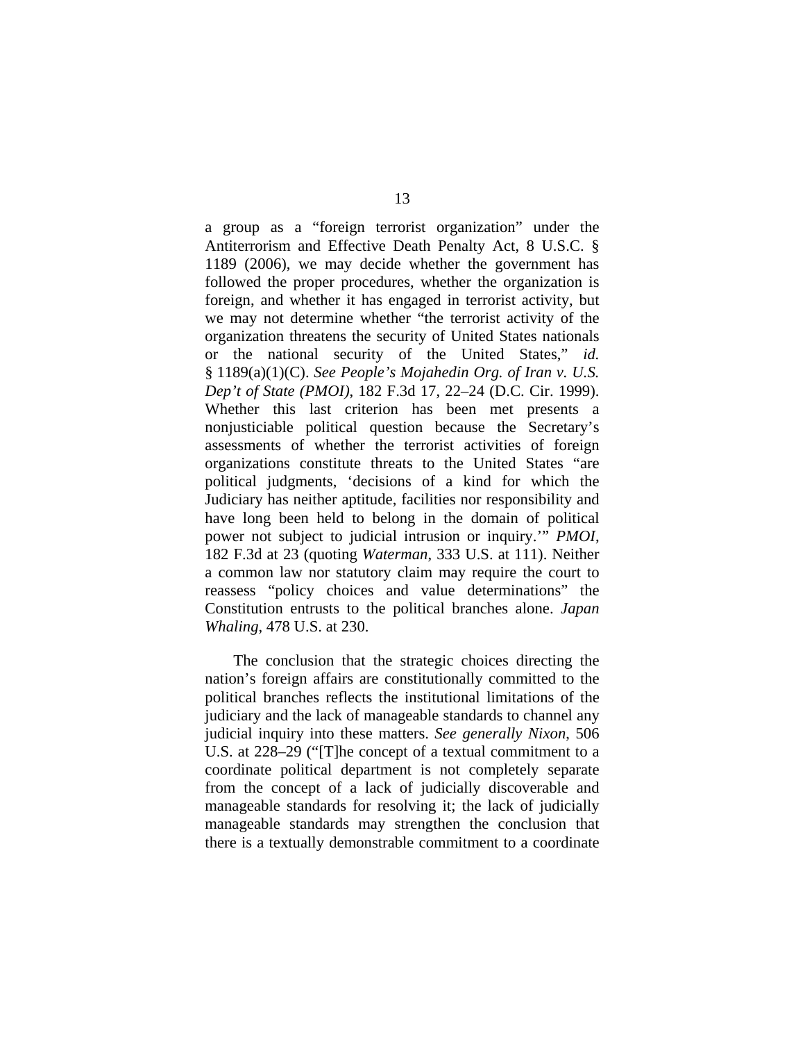a group as a "foreign terrorist organization" under the Antiterrorism and Effective Death Penalty Act, 8 U.S.C. § 1189 (2006), we may decide whether the government has followed the proper procedures, whether the organization is foreign, and whether it has engaged in terrorist activity, but we may not determine whether "the terrorist activity of the organization threatens the security of United States nationals or the national security of the United States," *id.* § 1189(a)(1)(C). *See People's Mojahedin Org. of Iran v. U.S. Dep't of State (PMOI)*, 182 F.3d 17, 22–24 (D.C. Cir. 1999). Whether this last criterion has been met presents a nonjusticiable political question because the Secretary's assessments of whether the terrorist activities of foreign organizations constitute threats to the United States "are political judgments, 'decisions of a kind for which the Judiciary has neither aptitude, facilities nor responsibility and have long been held to belong in the domain of political power not subject to judicial intrusion or inquiry.'" *PMOI*, 182 F.3d at 23 (quoting *Waterman*, 333 U.S. at 111). Neither a common law nor statutory claim may require the court to reassess "policy choices and value determinations" the Constitution entrusts to the political branches alone. *Japan Whaling*, 478 U.S. at 230.

The conclusion that the strategic choices directing the nation's foreign affairs are constitutionally committed to the political branches reflects the institutional limitations of the judiciary and the lack of manageable standards to channel any judicial inquiry into these matters. *See generally Nixon*, 506 U.S. at 228–29 ("[T]he concept of a textual commitment to a coordinate political department is not completely separate from the concept of a lack of judicially discoverable and manageable standards for resolving it; the lack of judicially manageable standards may strengthen the conclusion that there is a textually demonstrable commitment to a coordinate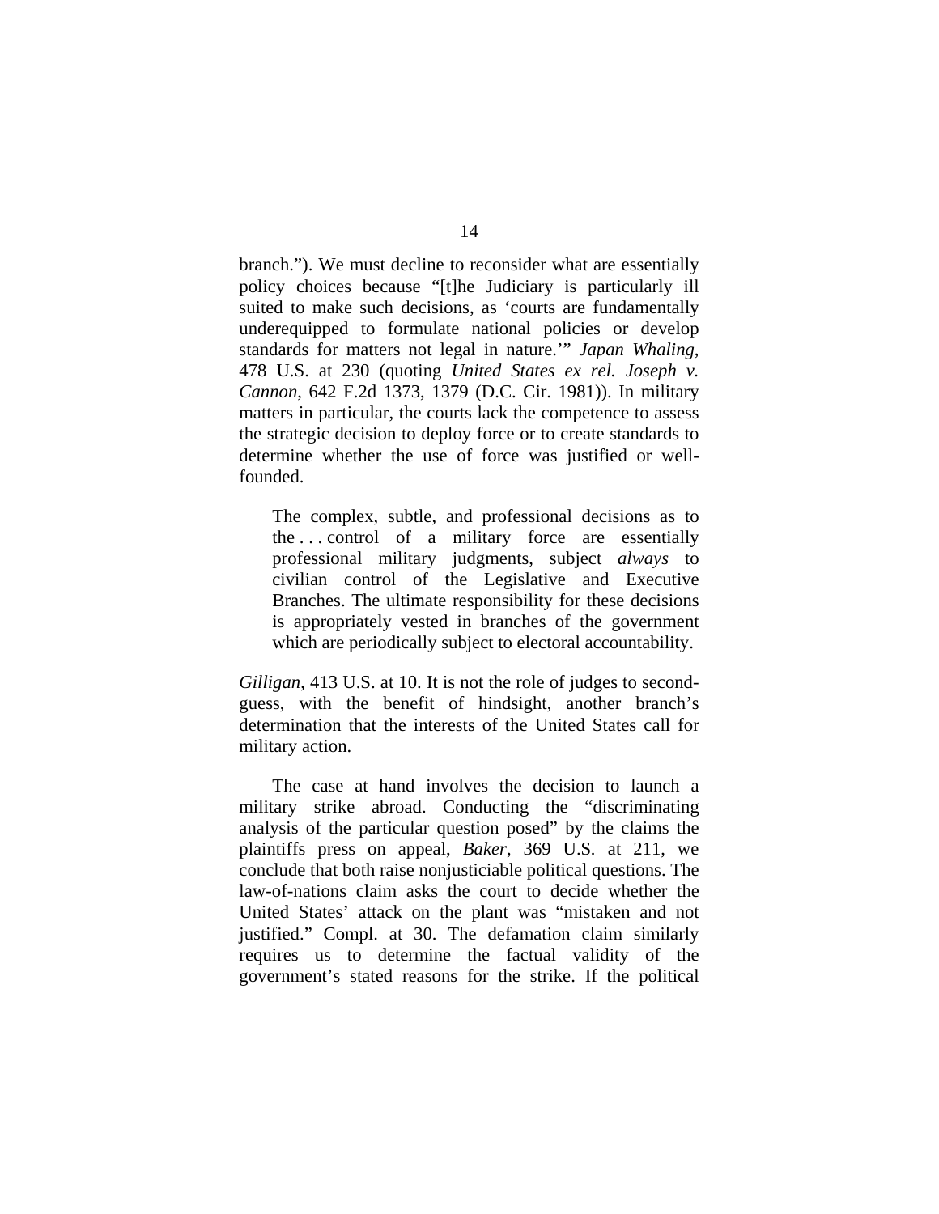branch."). We must decline to reconsider what are essentially policy choices because "[t]he Judiciary is particularly ill suited to make such decisions, as 'courts are fundamentally underequipped to formulate national policies or develop standards for matters not legal in nature.'" *Japan Whaling*, 478 U.S. at 230 (quoting *United States ex rel. Joseph v. Cannon*, 642 F.2d 1373, 1379 (D.C. Cir. 1981)). In military matters in particular, the courts lack the competence to assess the strategic decision to deploy force or to create standards to determine whether the use of force was justified or well-founded.

> The complex, subtle, and professional decisions as to the . . . control of a military force are essentially professional military judgments, subject *always* to civilian control of the Legislative and Executive Branches. The ultimate responsibility for these decisions is appropriately vested in branches of the government which are periodically subject to electoral accountability.

*Gilligan*, 413 U.S. at 10. It is not the role of judges to second-guess, with the benefit of hindsight, another branch's determination that the interests of the United States call for military action.

The case at hand involves the decision to launch a military strike abroad. Conducting the "discriminating analysis of the particular question posed" by the claims the plaintiffs press on appeal, *Baker*, 369 U.S. at 211, we conclude that both raise nonjusticiable political questions. The law-of-nations claim asks the court to decide whether the United States' attack on the plant was "mistaken and not justified." Compl. at 30. The defamation claim similarly requires us to determine the factual validity of the government's stated reasons for the strike. If the political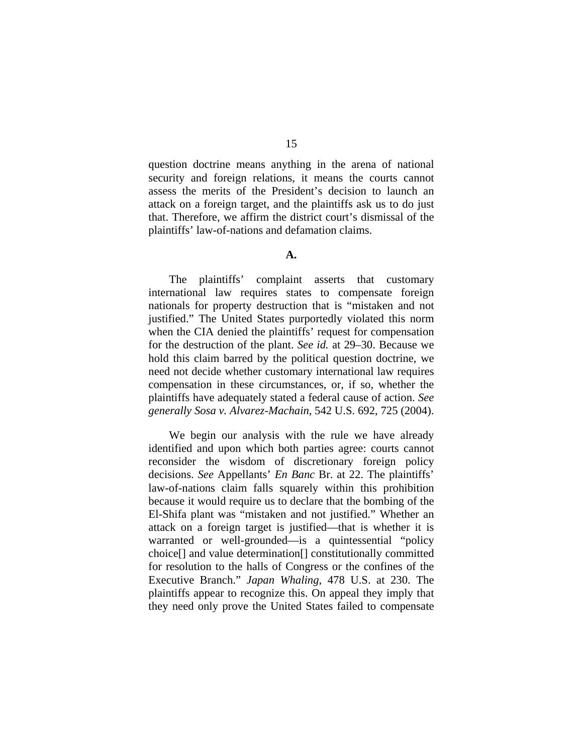question doctrine means anything in the arena of national security and foreign relations, it means the courts cannot assess the merits of the President's decision to launch an attack on a foreign target, and the plaintiffs ask us to do just that. Therefore, we affirm the district court's dismissal of the plaintiffs' law-of-nations and defamation claims.

### A.

The plaintiffs' complaint asserts that customary international law requires states to compensate foreign nationals for property destruction that is "mistaken and not justified." The United States purportedly violated this norm when the CIA denied the plaintiffs' request for compensation for the destruction of the plant. *See id.* at 29–30. Because we hold this claim barred by the political question doctrine, we need not decide whether customary international law requires compensation in these circumstances, or, if so, whether the plaintiffs have adequately stated a federal cause of action. *See generally Sosa v. Alvarez-Machain*, 542 U.S. 692, 725 (2004).

We begin our analysis with the rule we have already identified and upon which both parties agree: courts cannot reconsider the wisdom of discretionary foreign policy decisions. *See* Appellants' *En Banc* Br. at 22. The plaintiffs' law-of-nations claim falls squarely within this prohibition because it would require us to declare that the bombing of the El-Shifa plant was "mistaken and not justified." Whether an attack on a foreign target is justified—that is whether it is warranted or well-grounded—is a quintessential "policy choice[] and value determination[] constitutionally committed for resolution to the halls of Congress or the confines of the Executive Branch." *Japan Whaling*, 478 U.S. at 230. The plaintiffs appear to recognize this. On appeal they imply that they need only prove the United States failed to compensate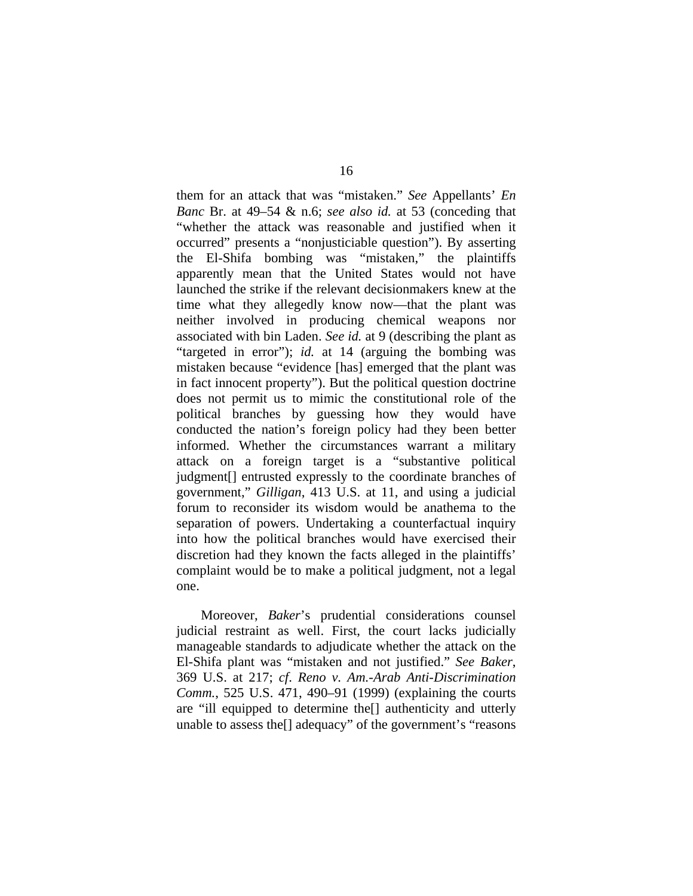them for an attack that was "mistaken." *See* Appellants' *En Banc* Br. at 49–54 & n.6; *see also id.* at 53 (conceding that "whether the attack was reasonable and justified when it occurred" presents a "nonjusticiable question"). By asserting the El-Shifa bombing was "mistaken," the plaintiffs apparently mean that the United States would not have launched the strike if the relevant decisionmakers knew at the time what they allegedly know now—that the plant was neither involved in producing chemical weapons nor associated with bin Laden. *See id.* at 9 (describing the plant as "targeted in error"); *id.* at 14 (arguing the bombing was mistaken because "evidence [has] emerged that the plant was in fact innocent property"). But the political question doctrine does not permit us to mimic the constitutional role of the political branches by guessing how they would have conducted the nation's foreign policy had they been better informed. Whether the circumstances warrant a military attack on a foreign target is a "substantive political judgment[] entrusted expressly to the coordinate branches of government," *Gilligan*, 413 U.S. at 11, and using a judicial forum to reconsider its wisdom would be anathema to the separation of powers. Undertaking a counterfactual inquiry into how the political branches would have exercised their discretion had they known the facts alleged in the plaintiffs' complaint would be to make a political judgment, not a legal one.

Moreover, *Baker*'s prudential considerations counsel judicial restraint as well. First, the court lacks judicially manageable standards to adjudicate whether the attack on the El-Shifa plant was "mistaken and not justified." *See Baker*, 369 U.S. at 217; *cf. Reno v. Am.-Arab Anti-Discrimination Comm.*, 525 U.S. 471, 490–91 (1999) (explaining the courts are "ill equipped to determine the[] authenticity and utterly unable to assess the[] adequacy" of the government's "reasons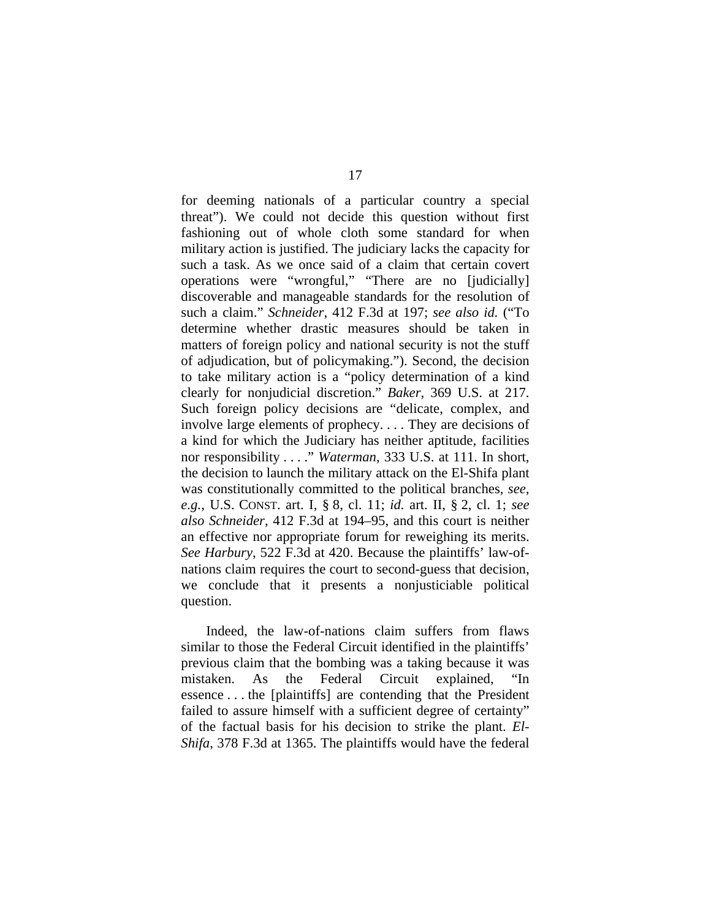for deeming nationals of a particular country a special threat"). We could not decide this question without first fashioning out of whole cloth some standard for when military action is justified. The judiciary lacks the capacity for such a task. As we once said of a claim that certain covert operations were "wrongful," "There are no [judicially] discoverable and manageable standards for the resolution of such a claim." *Schneider*, 412 F.3d at 197; *see also id.* ("To determine whether drastic measures should be taken in matters of foreign policy and national security is not the stuff of adjudication, but of policymaking."). Second, the decision to take military action is a "policy determination of a kind clearly for nonjudicial discretion." *Baker*, 369 U.S. at 217. Such foreign policy decisions are "delicate, complex, and involve large elements of prophecy. . . . They are decisions of a kind for which the Judiciary has neither aptitude, facilities nor responsibility . . . ." *Waterman*, 333 U.S. at 111. In short, the decision to launch the military attack on the El-Shifa plant was constitutionally committed to the political branches, *see, e.g.*, U.S. CONST. art. I, § 8, cl. 11; *id.* art. II, § 2, cl. 1; *see also Schneider*, 412 F.3d at 194–95, and this court is neither an effective nor appropriate forum for reweighing its merits. *See Harbury*, 522 F.3d at 420. Because the plaintiffs' law-of-nations claim requires the court to second-guess that decision, we conclude that it presents a nonjusticiable political question.

Indeed, the law-of-nations claim suffers from flaws similar to those the Federal Circuit identified in the plaintiffs' previous claim that the bombing was a taking because it was mistaken. As the Federal Circuit explained, "In essence . . . the [plaintiffs] are contending that the President failed to assure himself with a sufficient degree of certainty" of the factual basis for his decision to strike the plant. *El-Shifa*, 378 F.3d at 1365. The plaintiffs would have the federal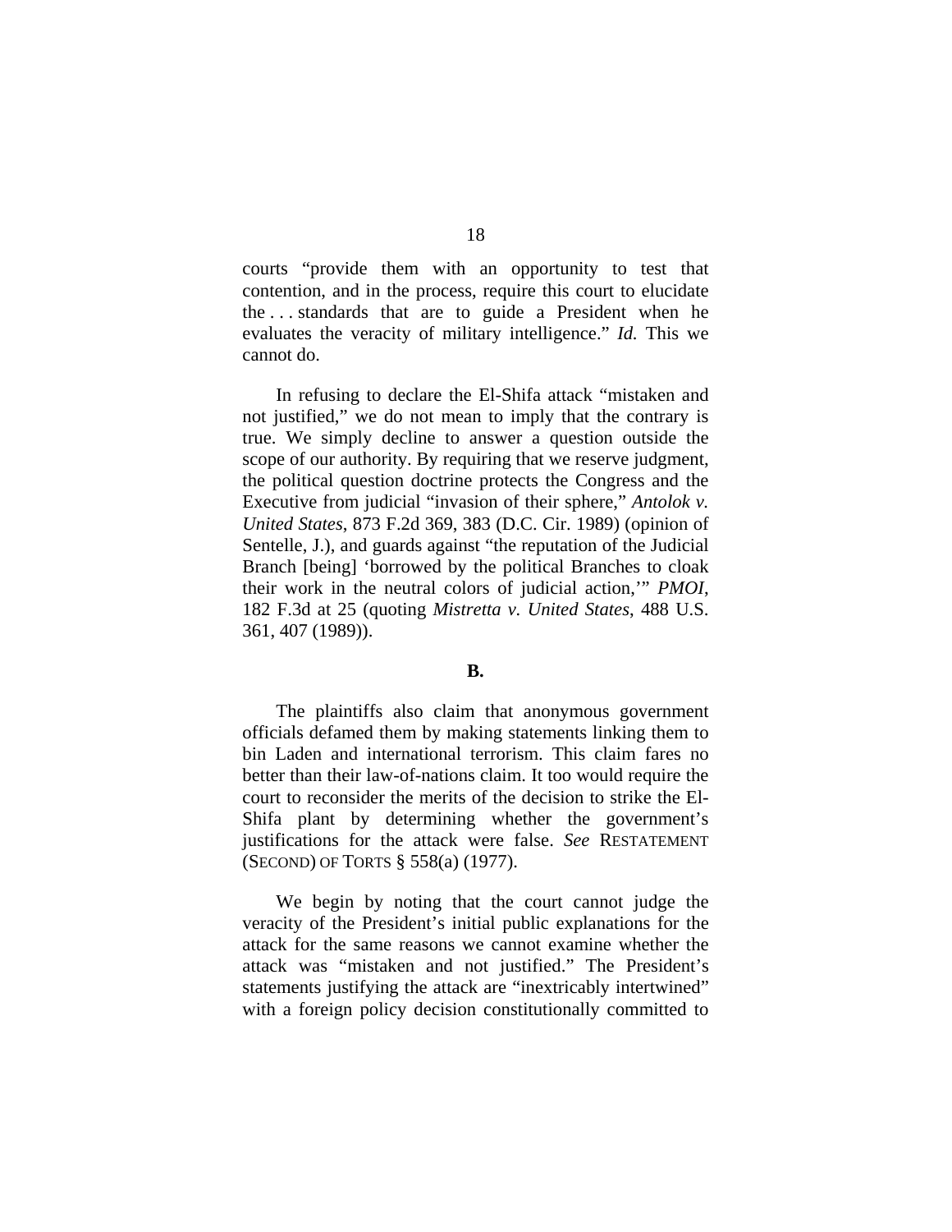courts "provide them with an opportunity to test that contention, and in the process, require this court to elucidate the . . . standards that are to guide a President when he evaluates the veracity of military intelligence." *Id.* This we cannot do.

In refusing to declare the El-Shifa attack "mistaken and not justified," we do not mean to imply that the contrary is true. We simply decline to answer a question outside the scope of our authority. By requiring that we reserve judgment, the political question doctrine protects the Congress and the Executive from judicial "invasion of their sphere," *Antolok v. United States*, 873 F.2d 369, 383 (D.C. Cir. 1989) (opinion of Sentelle, J.), and guards against "the reputation of the Judicial Branch [being] 'borrowed by the political Branches to cloak their work in the neutral colors of judicial action,'" *PMOI*, 182 F.3d at 25 (quoting *Mistretta v. United States*, 488 U.S. 361, 407 (1989)).

**B.**

The plaintiffs also claim that anonymous government officials defamed them by making statements linking them to bin Laden and international terrorism. This claim fares no better than their law-of-nations claim. It too would require the court to reconsider the merits of the decision to strike the El-Shifa plant by determining whether the government's justifications for the attack were false. *See* RESTATEMENT (SECOND) OF TORTS § 558(a) (1977).

We begin by noting that the court cannot judge the veracity of the President's initial public explanations for the attack for the same reasons we cannot examine whether the attack was "mistaken and not justified." The President's statements justifying the attack are "inextricably intertwined" with a foreign policy decision constitutionally committed to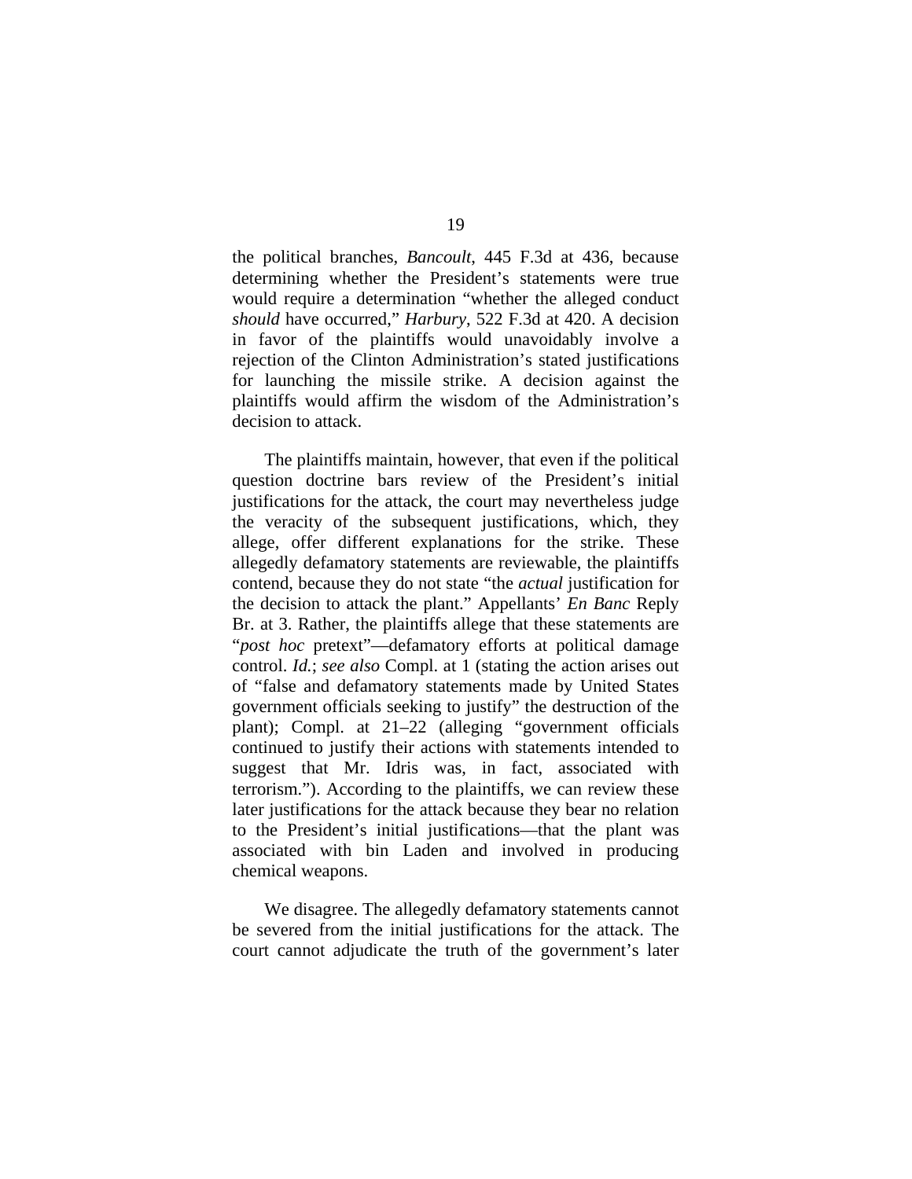the political branches, *Bancoult*, 445 F.3d at 436, because determining whether the President's statements were true would require a determination "whether the alleged conduct *should* have occurred," *Harbury*, 522 F.3d at 420. A decision in favor of the plaintiffs would unavoidably involve a rejection of the Clinton Administration's stated justifications for launching the missile strike. A decision against the plaintiffs would affirm the wisdom of the Administration's decision to attack.

The plaintiffs maintain, however, that even if the political question doctrine bars review of the President's initial justifications for the attack, the court may nevertheless judge the veracity of the subsequent justifications, which, they allege, offer different explanations for the strike. These allegedly defamatory statements are reviewable, the plaintiffs contend, because they do not state "the *actual* justification for the decision to attack the plant." Appellants' *En Banc* Reply Br. at 3. Rather, the plaintiffs allege that these statements are "*post hoc* pretext"—defamatory efforts at political damage control. *Id.*; *see also* Compl. at 1 (stating the action arises out of "false and defamatory statements made by United States government officials seeking to justify" the destruction of the plant); Compl. at 21–22 (alleging "government officials continued to justify their actions with statements intended to suggest that Mr. Idris was, in fact, associated with terrorism."). According to the plaintiffs, we can review these later justifications for the attack because they bear no relation to the President's initial justifications—that the plant was associated with bin Laden and involved in producing chemical weapons.

We disagree. The allegedly defamatory statements cannot be severed from the initial justifications for the attack. The court cannot adjudicate the truth of the government's later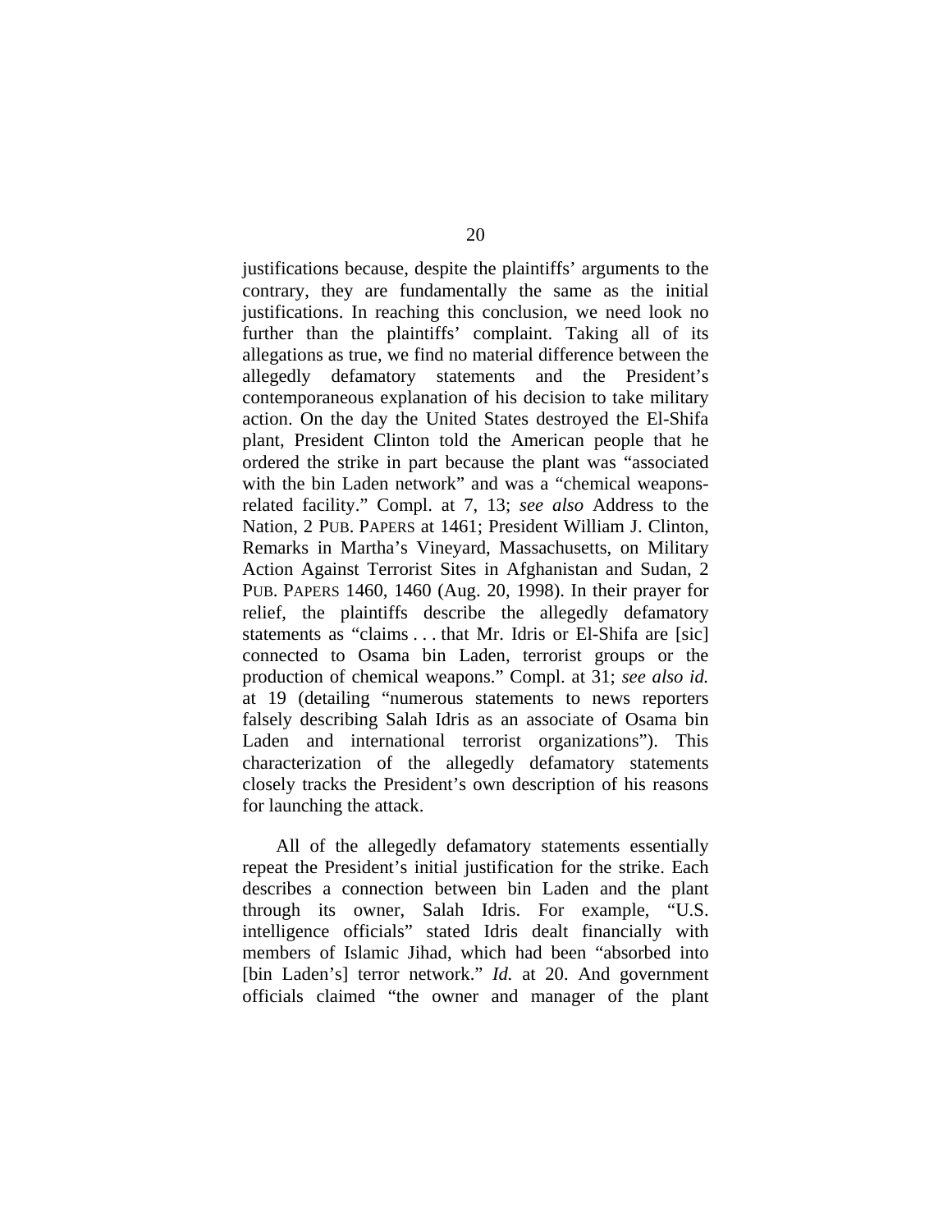justifications because, despite the plaintiffs' arguments to the contrary, they are fundamentally the same as the initial justifications. In reaching this conclusion, we need look no further than the plaintiffs' complaint. Taking all of its allegations as true, we find no material difference between the allegedly defamatory statements and the President's contemporaneous explanation of his decision to take military action. On the day the United States destroyed the El-Shifa plant, President Clinton told the American people that he ordered the strike in part because the plant was "associated with the bin Laden network" and was a "chemical weapons-related facility." Compl. at 7, 13; *see also* Address to the Nation, 2 PUB. PAPERS at 1461; President William J. Clinton, Remarks in Martha's Vineyard, Massachusetts, on Military Action Against Terrorist Sites in Afghanistan and Sudan, 2 PUB. PAPERS 1460, 1460 (Aug. 20, 1998). In their prayer for relief, the plaintiffs describe the allegedly defamatory statements as "claims . . . that Mr. Idris or El-Shifa are [sic] connected to Osama bin Laden, terrorist groups or the production of chemical weapons." Compl. at 31; *see also id.* at 19 (detailing "numerous statements to news reporters falsely describing Salah Idris as an associate of Osama bin Laden and international terrorist organizations"). This characterization of the allegedly defamatory statements closely tracks the President's own description of his reasons for launching the attack.

All of the allegedly defamatory statements essentially repeat the President's initial justification for the strike. Each describes a connection between bin Laden and the plant through its owner, Salah Idris. For example, "U.S. intelligence officials" stated Idris dealt financially with members of Islamic Jihad, which had been "absorbed into [bin Laden's] terror network." *Id.* at 20. And government officials claimed "the owner and manager of the plant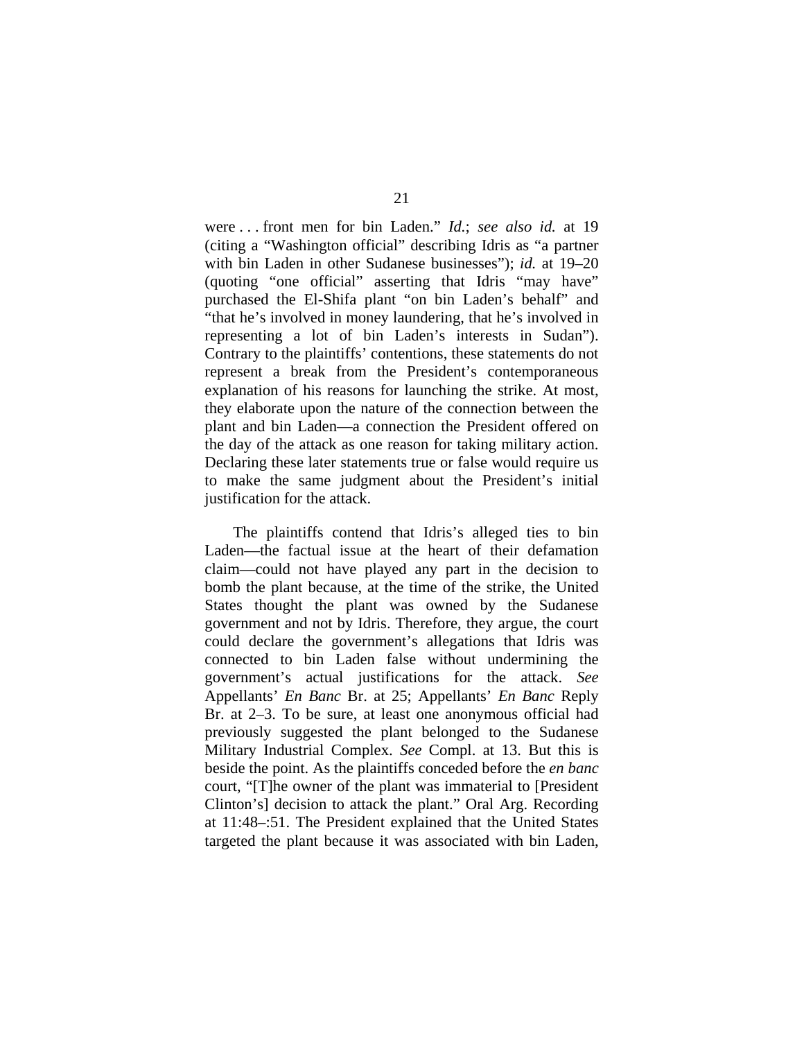were . . . front men for bin Laden." *Id.*; *see also id.* at 19 (citing a "Washington official" describing Idris as "a partner with bin Laden in other Sudanese businesses"); *id.* at 19–20 (quoting "one official" asserting that Idris "may have" purchased the El-Shifa plant "on bin Laden's behalf" and "that he's involved in money laundering, that he's involved in representing a lot of bin Laden's interests in Sudan"). Contrary to the plaintiffs' contentions, these statements do not represent a break from the President's contemporaneous explanation of his reasons for launching the strike. At most, they elaborate upon the nature of the connection between the plant and bin Laden—a connection the President offered on the day of the attack as one reason for taking military action. Declaring these later statements true or false would require us to make the same judgment about the President's initial justification for the attack.

The plaintiffs contend that Idris's alleged ties to bin Laden—the factual issue at the heart of their defamation claim—could not have played any part in the decision to bomb the plant because, at the time of the strike, the United States thought the plant was owned by the Sudanese government and not by Idris. Therefore, they argue, the court could declare the government's allegations that Idris was connected to bin Laden false without undermining the government's actual justifications for the attack. *See* Appellants' *En Banc* Br. at 25; Appellants' *En Banc* Reply Br. at 2–3. To be sure, at least one anonymous official had previously suggested the plant belonged to the Sudanese Military Industrial Complex. *See* Compl. at 13. But this is beside the point. As the plaintiffs conceded before the *en banc* court, "[T]he owner of the plant was immaterial to [President Clinton's] decision to attack the plant." Oral Arg. Recording at 11:48–:51. The President explained that the United States targeted the plant because it was associated with bin Laden,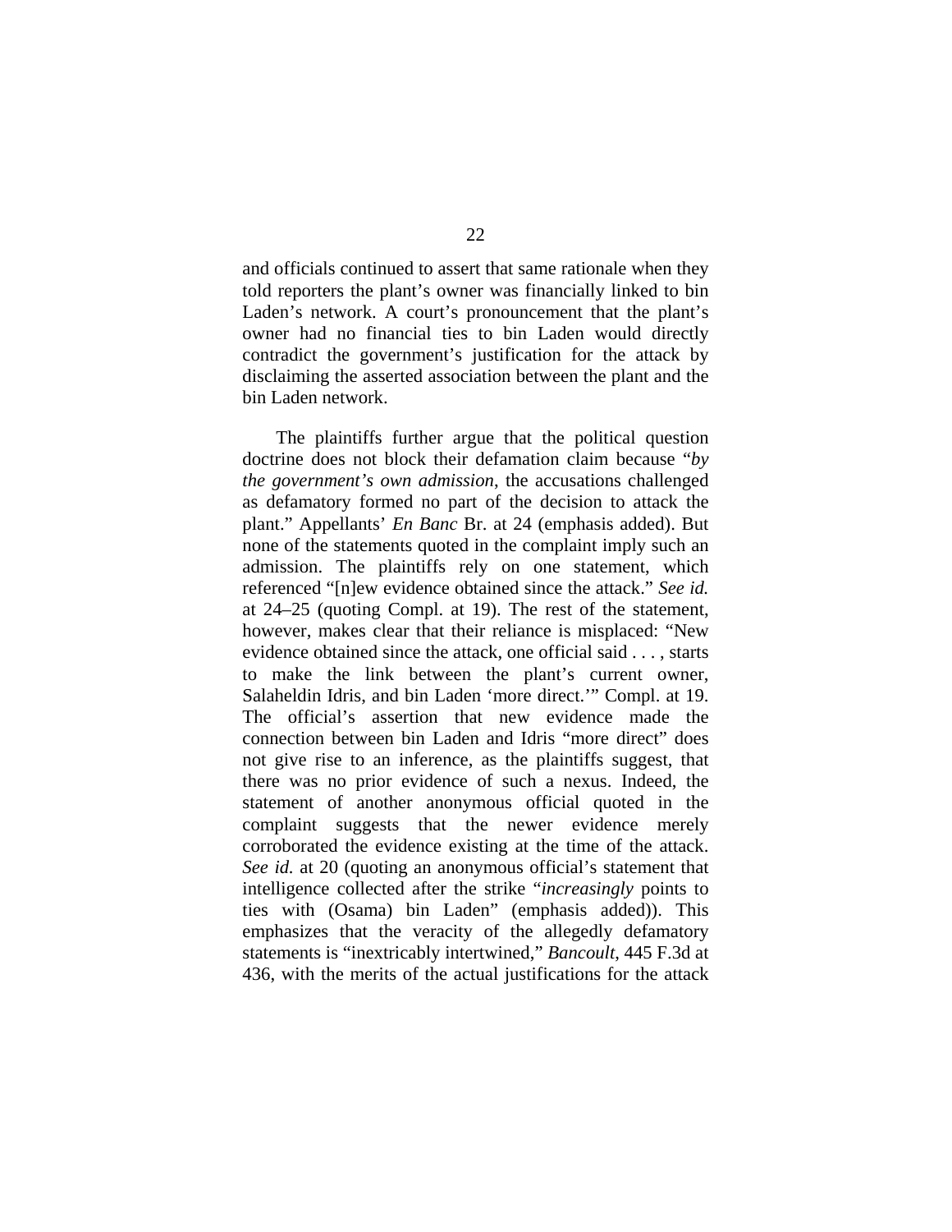and officials continued to assert that same rationale when they told reporters the plant's owner was financially linked to bin Laden's network. A court's pronouncement that the plant's owner had no financial ties to bin Laden would directly contradict the government's justification for the attack by disclaiming the asserted association between the plant and the bin Laden network.

The plaintiffs further argue that the political question doctrine does not block their defamation claim because "*by the government's own admission*, the accusations challenged as defamatory formed no part of the decision to attack the plant." Appellants' *En Banc* Br. at 24 (emphasis added). But none of the statements quoted in the complaint imply such an admission. The plaintiffs rely on one statement, which referenced "[n]ew evidence obtained since the attack." *See id.* at 24–25 (quoting Compl. at 19). The rest of the statement, however, makes clear that their reliance is misplaced: "New evidence obtained since the attack, one official said . . . , starts to make the link between the plant's current owner, Salaheldin Idris, and bin Laden 'more direct.'" Compl. at 19. The official's assertion that new evidence made the connection between bin Laden and Idris "more direct" does not give rise to an inference, as the plaintiffs suggest, that there was no prior evidence of such a nexus. Indeed, the statement of another anonymous official quoted in the complaint suggests that the newer evidence merely corroborated the evidence existing at the time of the attack. *See id.* at 20 (quoting an anonymous official's statement that intelligence collected after the strike "*increasingly* points to ties with (Osama) bin Laden" (emphasis added)). This emphasizes that the veracity of the allegedly defamatory statements is "inextricably intertwined," *Bancoult*, 445 F.3d at 436, with the merits of the actual justifications for the attack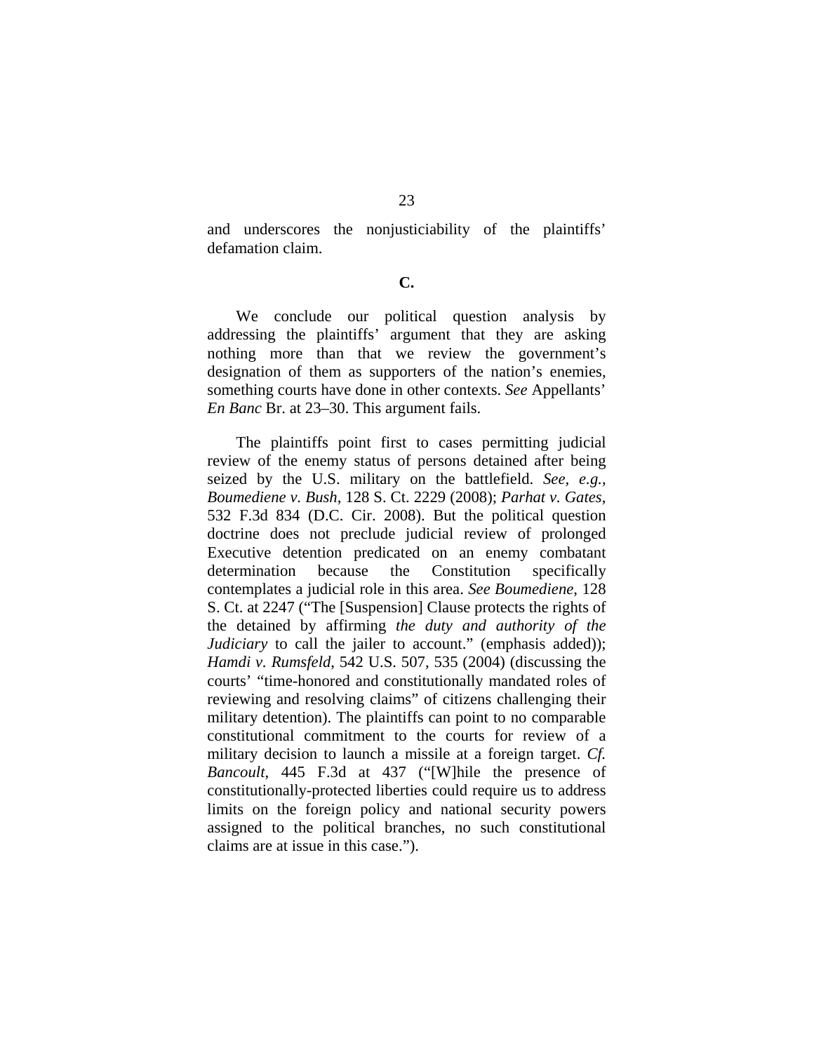and underscores the nonjusticiability of the plaintiffs' defamation claim.

**C.**

We conclude our political question analysis by addressing the plaintiffs' argument that they are asking nothing more than that we review the government's designation of them as supporters of the nation's enemies, something courts have done in other contexts. *See* Appellants' *En Banc* Br. at 23–30. This argument fails.

The plaintiffs point first to cases permitting judicial review of the enemy status of persons detained after being seized by the U.S. military on the battlefield. *See, e.g.*, *Boumediene v. Bush*, 128 S. Ct. 2229 (2008); *Parhat v. Gates*, 532 F.3d 834 (D.C. Cir. 2008). But the political question doctrine does not preclude judicial review of prolonged Executive detention predicated on an enemy combatant determination because the Constitution specifically contemplates a judicial role in this area. *See Boumediene*, 128 S. Ct. at 2247 ("The [Suspension] Clause protects the rights of the detained by affirming *the duty and authority of the Judiciary* to call the jailer to account." (emphasis added)); *Hamdi v. Rumsfeld*, 542 U.S. 507, 535 (2004) (discussing the courts' "time-honored and constitutionally mandated roles of reviewing and resolving claims" of citizens challenging their military detention). The plaintiffs can point to no comparable constitutional commitment to the courts for review of a military decision to launch a missile at a foreign target. *Cf. Bancoult*, 445 F.3d at 437 ("[W]hile the presence of constitutionally-protected liberties could require us to address limits on the foreign policy and national security powers assigned to the political branches, no such constitutional claims are at issue in this case.").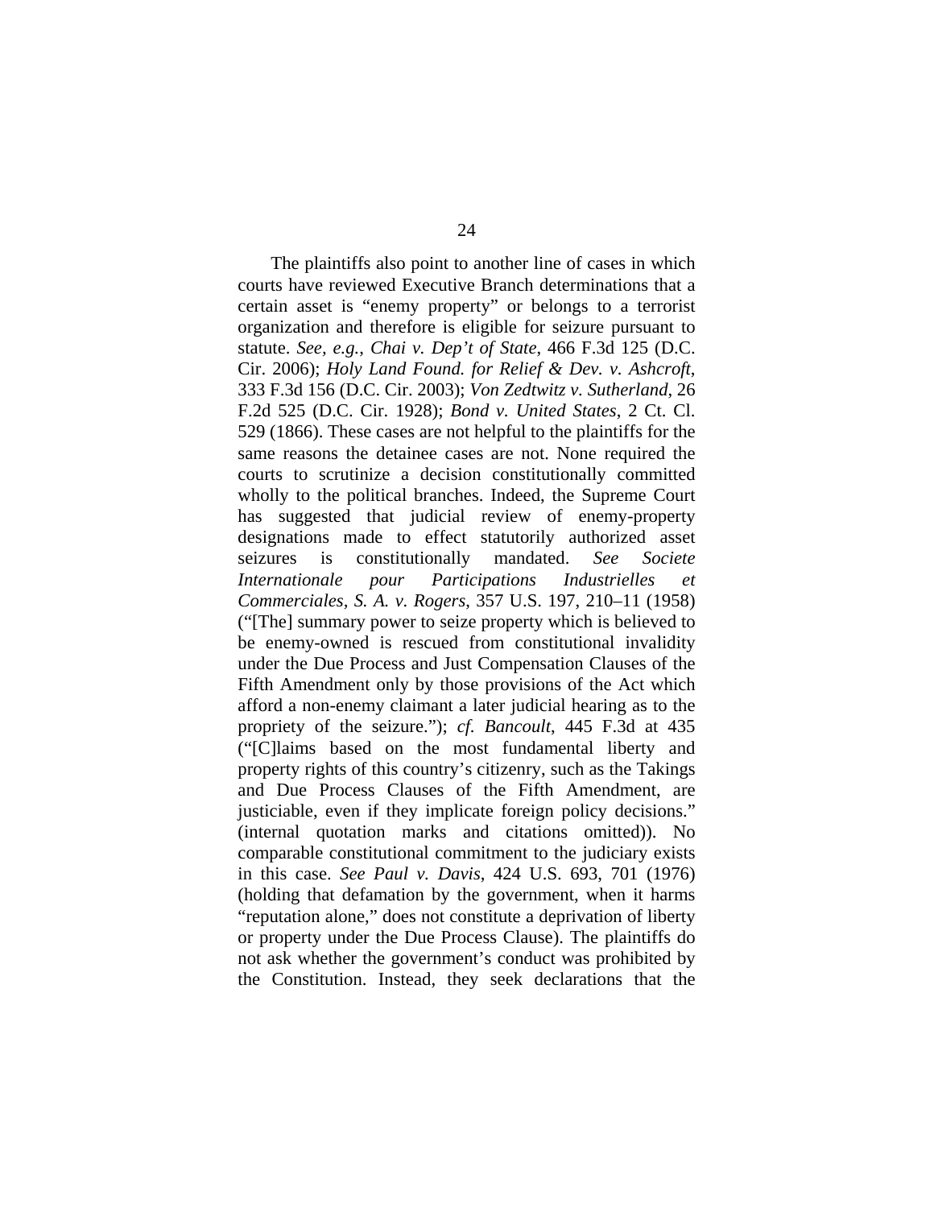The plaintiffs also point to another line of cases in which courts have reviewed Executive Branch determinations that a certain asset is "enemy property" or belongs to a terrorist organization and therefore is eligible for seizure pursuant to statute. *See, e.g.*, *Chai v. Dep't of State*, 466 F.3d 125 (D.C. Cir. 2006); *Holy Land Found. for Relief & Dev. v. Ashcroft*, 333 F.3d 156 (D.C. Cir. 2003); *Von Zedtwitz v. Sutherland*, 26 F.2d 525 (D.C. Cir. 1928); *Bond v. United States*, 2 Ct. Cl. 529 (1866). These cases are not helpful to the plaintiffs for the same reasons the detainee cases are not. None required the courts to scrutinize a decision constitutionally committed wholly to the political branches. Indeed, the Supreme Court has suggested that judicial review of enemy-property designations made to effect statutorily authorized asset seizures is constitutionally mandated. *See Societe Internationale pour Participations Industrielles et Commerciales, S. A. v. Rogers*, 357 U.S. 197, 210–11 (1958) ("[The] summary power to seize property which is believed to be enemy-owned is rescued from constitutional invalidity under the Due Process and Just Compensation Clauses of the Fifth Amendment only by those provisions of the Act which afford a non-enemy claimant a later judicial hearing as to the propriety of the seizure."); *cf. Bancoult*, 445 F.3d at 435 ("[C]laims based on the most fundamental liberty and property rights of this country's citizenry, such as the Takings and Due Process Clauses of the Fifth Amendment, are justiciable, even if they implicate foreign policy decisions." (internal quotation marks and citations omitted)). No comparable constitutional commitment to the judiciary exists in this case. *See Paul v. Davis*, 424 U.S. 693, 701 (1976) (holding that defamation by the government, when it harms "reputation alone," does not constitute a deprivation of liberty or property under the Due Process Clause). The plaintiffs do not ask whether the government's conduct was prohibited by the Constitution. Instead, they seek declarations that the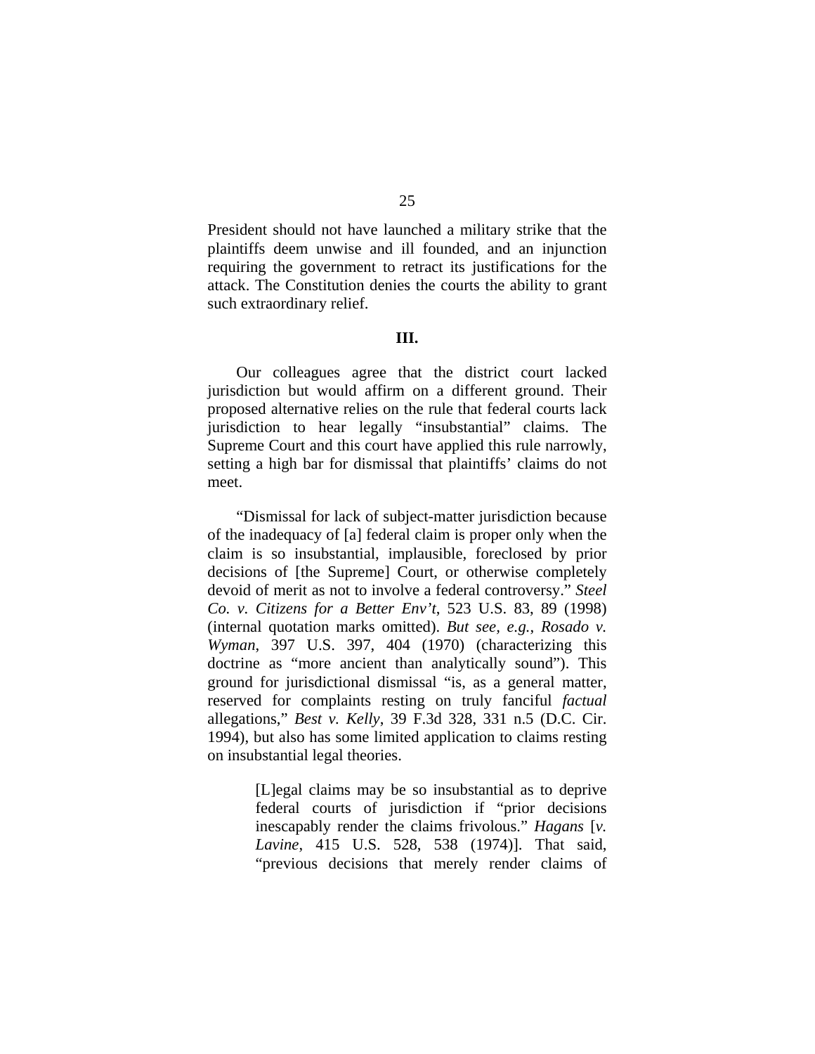President should not have launched a military strike that the plaintiffs deem unwise and ill founded, and an injunction requiring the government to retract its justifications for the attack. The Constitution denies the courts the ability to grant such extraordinary relief.

## III.

Our colleagues agree that the district court lacked jurisdiction but would affirm on a different ground. Their proposed alternative relies on the rule that federal courts lack jurisdiction to hear legally "insubstantial" claims. The Supreme Court and this court have applied this rule narrowly, setting a high bar for dismissal that plaintiffs' claims do not meet.

"Dismissal for lack of subject-matter jurisdiction because of the inadequacy of [a] federal claim is proper only when the claim is so insubstantial, implausible, foreclosed by prior decisions of [the Supreme] Court, or otherwise completely devoid of merit as not to involve a federal controversy." *Steel Co. v. Citizens for a Better Env't*, 523 U.S. 83, 89 (1998) (internal quotation marks omitted). *But see, e.g.*, *Rosado v. Wyman*, 397 U.S. 397, 404 (1970) (characterizing this doctrine as "more ancient than analytically sound"). This ground for jurisdictional dismissal "is, as a general matter, reserved for complaints resting on truly fanciful *factual* allegations," *Best v. Kelly*, 39 F.3d 328, 331 n.5 (D.C. Cir. 1994), but also has some limited application to claims resting on insubstantial legal theories.

> [L]egal claims may be so insubstantial as to deprive federal courts of jurisdiction if "prior decisions inescapably render the claims frivolous." *Hagans* [*v. Lavine*, 415 U.S. 528, 538 (1974)]. That said, "previous decisions that merely render claims of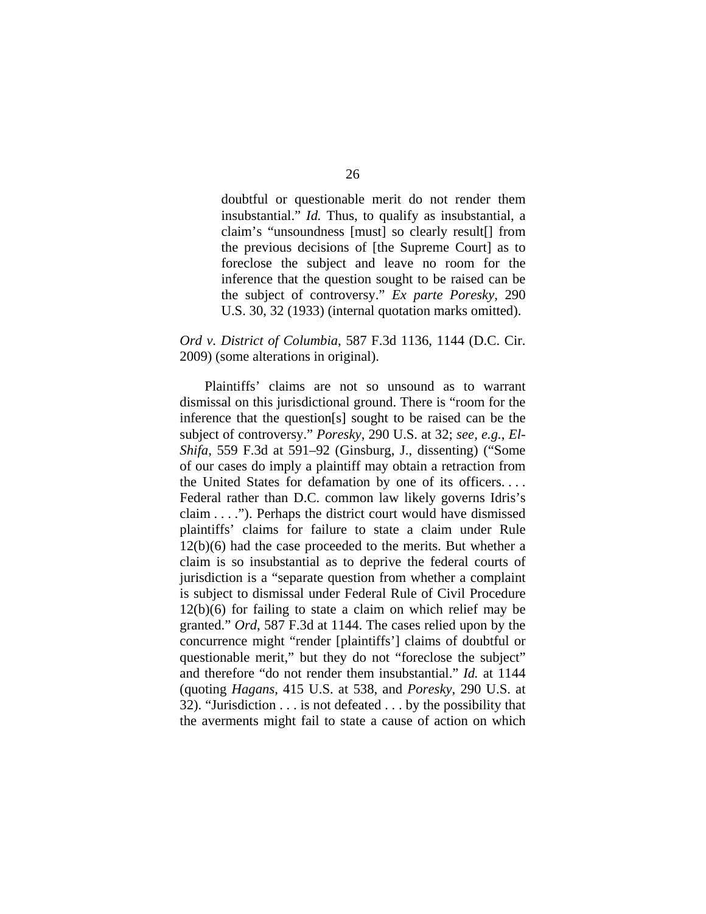> doubtful or questionable merit do not render them insubstantial." *Id.* Thus, to qualify as insubstantial, a claim's "unsoundness [must] so clearly result[] from the previous decisions of [the Supreme Court] as to foreclose the subject and leave no room for the inference that the question sought to be raised can be the subject of controversy." *Ex parte Poresky*, 290 U.S. 30, 32 (1933) (internal quotation marks omitted).

*Ord v. District of Columbia*, 587 F.3d 1136, 1144 (D.C. Cir. 2009) (some alterations in original).

Plaintiffs' claims are not so unsound as to warrant dismissal on this jurisdictional ground. There is "room for the inference that the question[s] sought to be raised can be the subject of controversy." *Poresky*, 290 U.S. at 32; *see, e.g.*, *El-Shifa*, 559 F.3d at 591–92 (Ginsburg, J., dissenting) ("Some of our cases do imply a plaintiff may obtain a retraction from the United States for defamation by one of its officers. . . . Federal rather than D.C. common law likely governs Idris's claim . . . ."). Perhaps the district court would have dismissed plaintiffs' claims for failure to state a claim under Rule 12(b)(6) had the case proceeded to the merits. But whether a claim is so insubstantial as to deprive the federal courts of jurisdiction is a "separate question from whether a complaint is subject to dismissal under Federal Rule of Civil Procedure 12(b)(6) for failing to state a claim on which relief may be granted." *Ord*, 587 F.3d at 1144. The cases relied upon by the concurrence might "render [plaintiffs'] claims of doubtful or questionable merit," but they do not "foreclose the subject" and therefore "do not render them insubstantial." *Id.* at 1144 (quoting *Hagans*, 415 U.S. at 538, and *Poresky*, 290 U.S. at 32). "Jurisdiction . . . is not defeated . . . by the possibility that the averments might fail to state a cause of action on which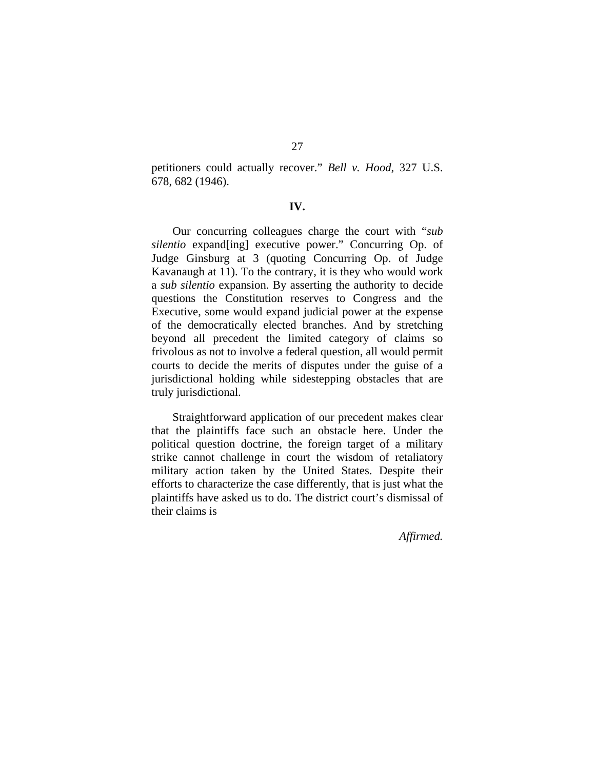petitioners could actually recover." *Bell v. Hood*, 327 U.S. 678, 682 (1946).

## IV.

Our concurring colleagues charge the court with "*sub silentio* expand[ing] executive power." Concurring Op. of Judge Ginsburg at 3 (quoting Concurring Op. of Judge Kavanaugh at 11). To the contrary, it is they who would work a *sub silentio* expansion. By asserting the authority to decide questions the Constitution reserves to Congress and the Executive, some would expand judicial power at the expense of the democratically elected branches. And by stretching beyond all precedent the limited category of claims so frivolous as not to involve a federal question, all would permit courts to decide the merits of disputes under the guise of a jurisdictional holding while sidestepping obstacles that are truly jurisdictional.

Straightforward application of our precedent makes clear that the plaintiffs face such an obstacle here. Under the political question doctrine, the foreign target of a military strike cannot challenge in court the wisdom of retaliatory military action taken by the United States. Despite their efforts to characterize the case differently, that is just what the plaintiffs have asked us to do. The district court's dismissal of their claims is

*Affirmed.*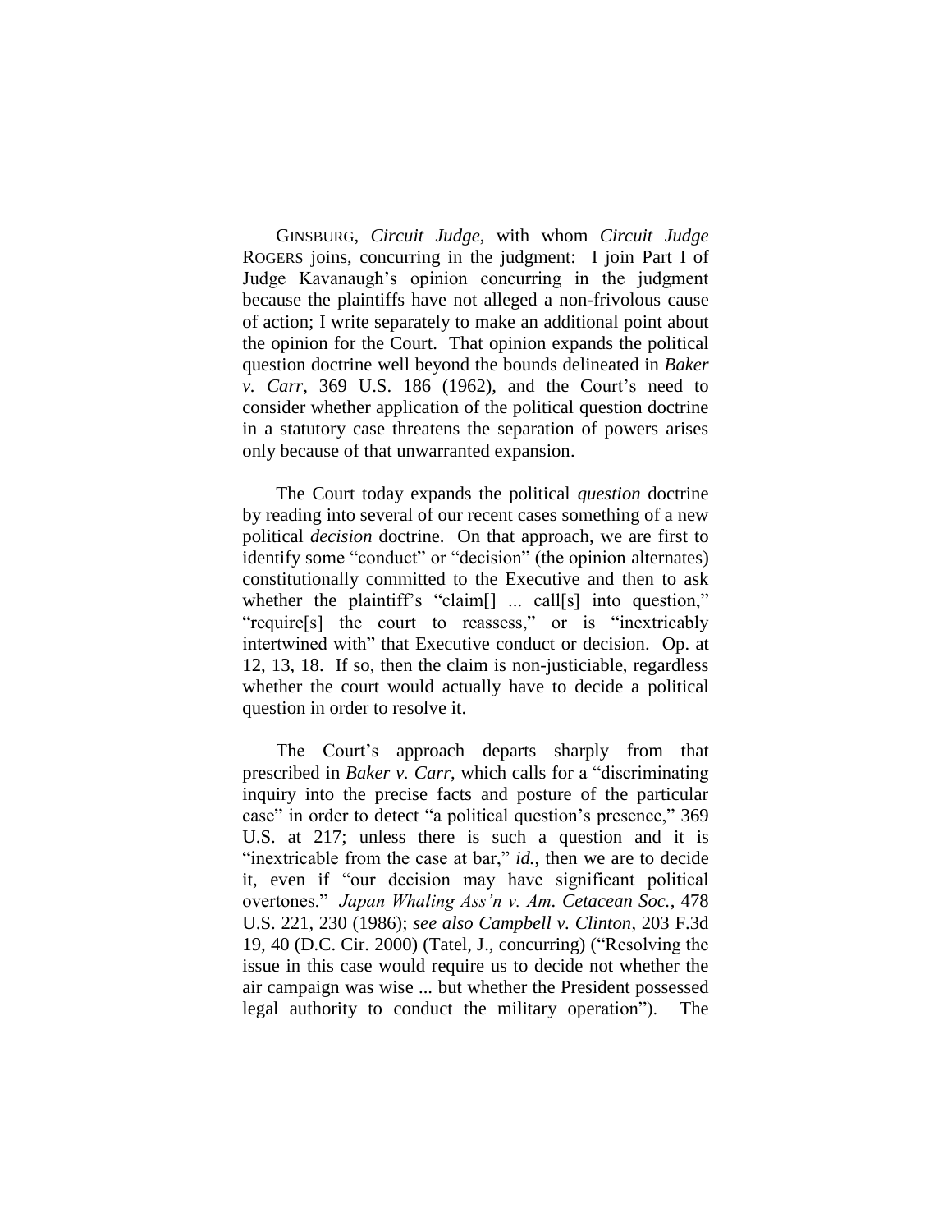GINSBURG, *Circuit Judge*, with whom *Circuit Judge* ROGERS joins, concurring in the judgment: I join Part I of Judge Kavanaugh's opinion concurring in the judgment because the plaintiffs have not alleged a non-frivolous cause of action; I write separately to make an additional point about the opinion for the Court. That opinion expands the political question doctrine well beyond the bounds delineated in *Baker v. Carr*, 369 U.S. 186 (1962), and the Court's need to consider whether application of the political question doctrine in a statutory case threatens the separation of powers arises only because of that unwarranted expansion.

The Court today expands the political *question* doctrine by reading into several of our recent cases something of a new political *decision* doctrine. On that approach, we are first to identify some "conduct" or "decision" (the opinion alternates) constitutionally committed to the Executive and then to ask whether the plaintiff's "claim[] ... call[s] into question," "require[s] the court to reassess," or is "inextricably intertwined with" that Executive conduct or decision. Op. at 12, 13, 18. If so, then the claim is non-justiciable, regardless whether the court would actually have to decide a political question in order to resolve it.

The Court's approach departs sharply from that prescribed in *Baker v. Carr*, which calls for a "discriminating inquiry into the precise facts and posture of the particular case" in order to detect "a political question's presence," 369 U.S. at 217; unless there is such a question and it is "inextricable from the case at bar," *id.*, then we are to decide it, even if "our decision may have significant political overtones." *Japan Whaling Ass'n v. Am. Cetacean Soc.*, 478 U.S. 221, 230 (1986); *see also Campbell v. Clinton*, 203 F.3d 19, 40 (D.C. Cir. 2000) (Tatel, J., concurring) ("Resolving the issue in this case would require us to decide not whether the air campaign was wise ... but whether the President possessed legal authority to conduct the military operation"). The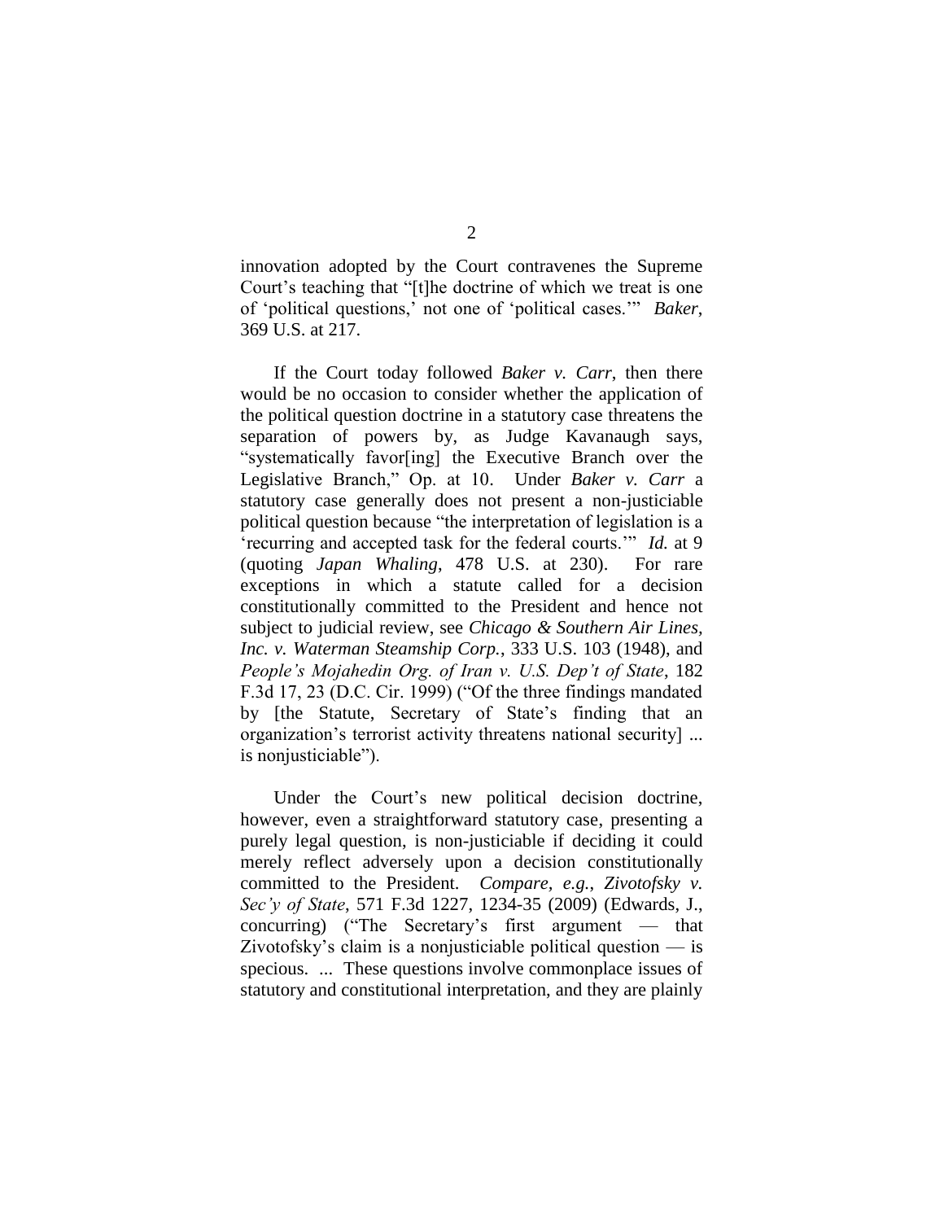innovation adopted by the Court contravenes the Supreme Court's teaching that "[t]he doctrine of which we treat is one of 'political questions,' not one of 'political cases.'" *Baker*, 369 U.S. at 217.

If the Court today followed *Baker v. Carr*, then there would be no occasion to consider whether the application of the political question doctrine in a statutory case threatens the separation of powers by, as Judge Kavanaugh says, "systematically favor[ing] the Executive Branch over the Legislative Branch," Op. at 10. Under *Baker v. Carr* a statutory case generally does not present a non-justiciable political question because "the interpretation of legislation is a 'recurring and accepted task for the federal courts.'" *Id.* at 9 (quoting *Japan Whaling*, 478 U.S. at 230). For rare exceptions in which a statute called for a decision constitutionally committed to the President and hence not subject to judicial review, see *Chicago & Southern Air Lines, Inc. v. Waterman Steamship Corp.*, 333 U.S. 103 (1948), and *People's Mojahedin Org. of Iran v. U.S. Dep't of State*, 182 F.3d 17, 23 (D.C. Cir. 1999) ("Of the three findings mandated by [the Statute, Secretary of State's finding that an organization's terrorist activity threatens national security] ... is nonjusticiable").

Under the Court's new political decision doctrine, however, even a straightforward statutory case, presenting a purely legal question, is non-justiciable if deciding it could merely reflect adversely upon a decision constitutionally committed to the President. *Compare, e.g.*, *Zivotofsky v. Sec'y of State*, 571 F.3d 1227, 1234-35 (2009) (Edwards, J., concurring) ("The Secretary's first argument — that Zivotofsky's claim is a nonjusticiable political question — is specious. ... These questions involve commonplace issues of statutory and constitutional interpretation, and they are plainly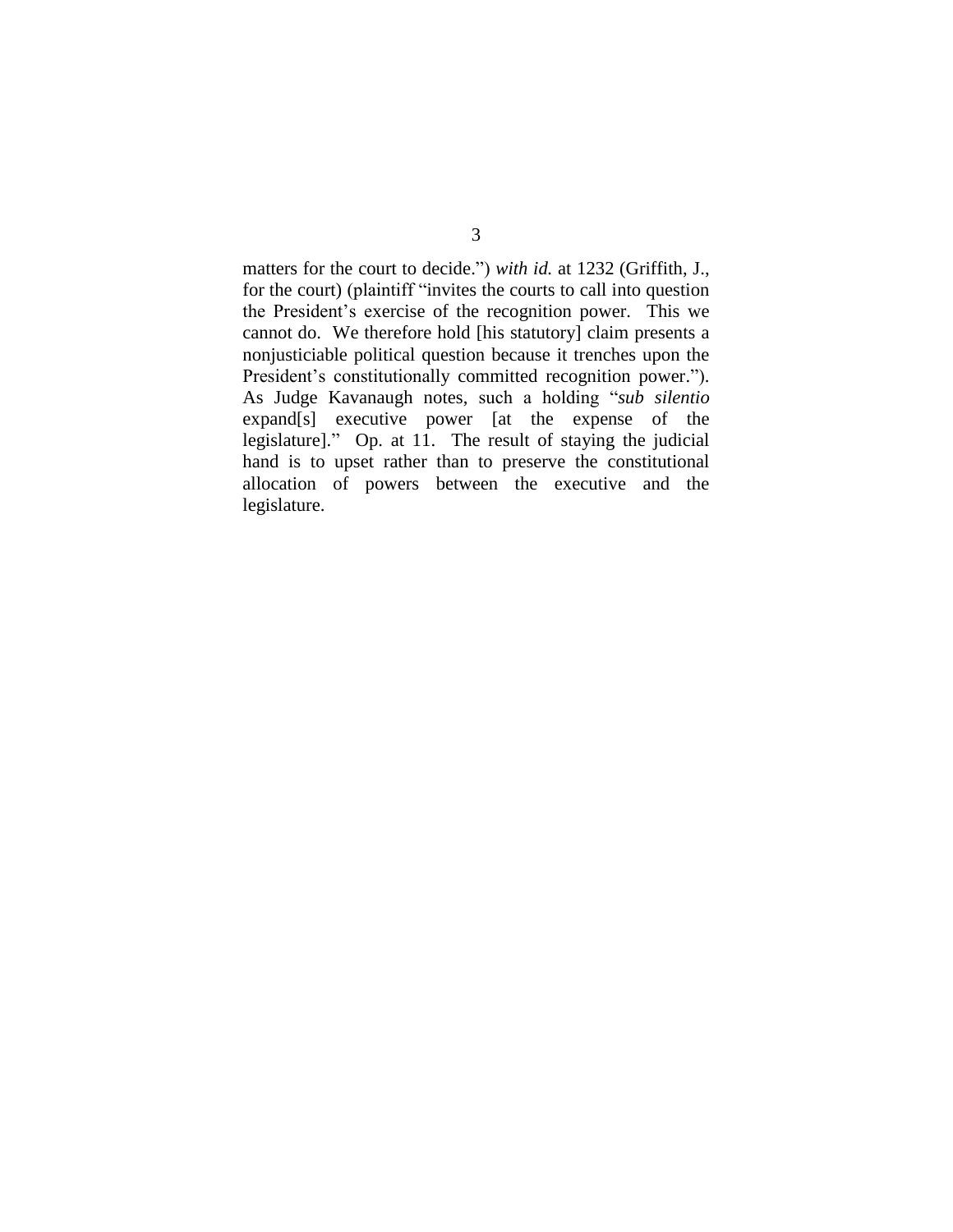matters for the court to decide.") *with id.* at 1232 (Griffith, J., for the court) (plaintiff "invites the courts to call into question the President's exercise of the recognition power. This we cannot do. We therefore hold [his statutory] claim presents a nonjusticiable political question because it trenches upon the President's constitutionally committed recognition power."). As Judge Kavanaugh notes, such a holding "*sub silentio* expand[s] executive power [at the expense of the legislature]." Op. at 11. The result of staying the judicial hand is to upset rather than to preserve the constitutional allocation of powers between the executive and the legislature.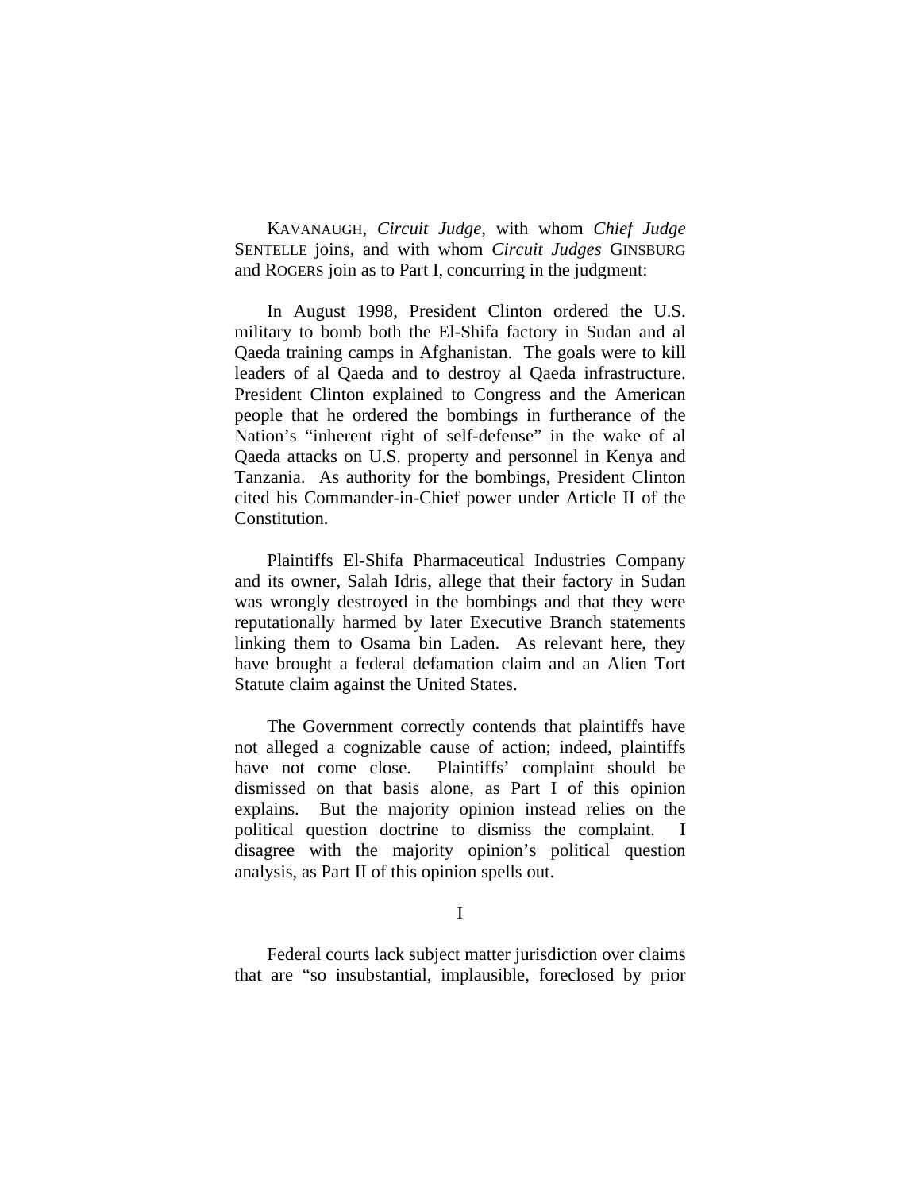KAVANAUGH, *Circuit Judge*, with whom *Chief Judge* SENTELLE joins, and with whom *Circuit Judges* GINSBURG and ROGERS join as to Part I, concurring in the judgment:

In August 1998, President Clinton ordered the U.S. military to bomb both the El-Shifa factory in Sudan and al Qaeda training camps in Afghanistan. The goals were to kill leaders of al Qaeda and to destroy al Qaeda infrastructure. President Clinton explained to Congress and the American people that he ordered the bombings in furtherance of the Nation's "inherent right of self-defense" in the wake of al Qaeda attacks on U.S. property and personnel in Kenya and Tanzania. As authority for the bombings, President Clinton cited his Commander-in-Chief power under Article II of the Constitution.

Plaintiffs El-Shifa Pharmaceutical Industries Company and its owner, Salah Idris, allege that their factory in Sudan was wrongly destroyed in the bombings and that they were reputationally harmed by later Executive Branch statements linking them to Osama bin Laden. As relevant here, they have brought a federal defamation claim and an Alien Tort Statute claim against the United States.

The Government correctly contends that plaintiffs have not alleged a cognizable cause of action; indeed, plaintiffs have not come close. Plaintiffs' complaint should be dismissed on that basis alone, as Part I of this opinion explains. But the majority opinion instead relies on the political question doctrine to dismiss the complaint. I disagree with the majority opinion's political question analysis, as Part II of this opinion spells out.

I

Federal courts lack subject matter jurisdiction over claims that are "so insubstantial, implausible, foreclosed by prior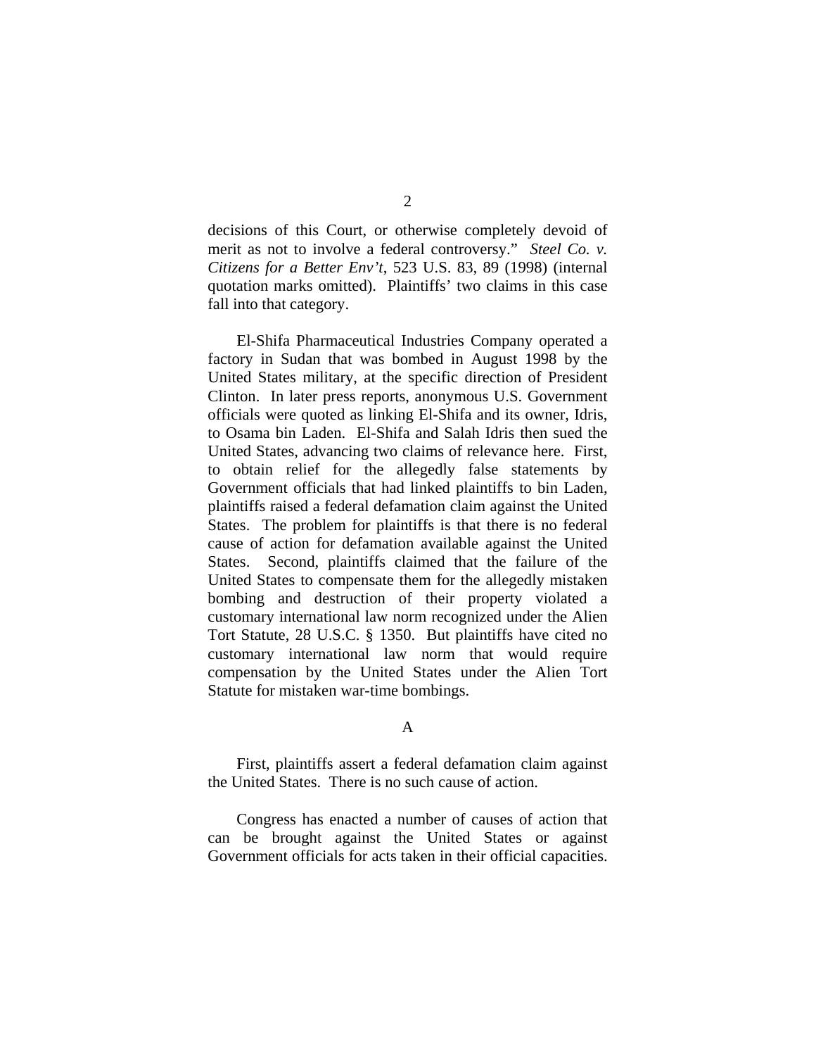decisions of this Court, or otherwise completely devoid of merit as not to involve a federal controversy." *Steel Co. v. Citizens for a Better Env't*, 523 U.S. 83, 89 (1998) (internal quotation marks omitted). Plaintiffs' two claims in this case fall into that category.

El-Shifa Pharmaceutical Industries Company operated a factory in Sudan that was bombed in August 1998 by the United States military, at the specific direction of President Clinton. In later press reports, anonymous U.S. Government officials were quoted as linking El-Shifa and its owner, Idris, to Osama bin Laden. El-Shifa and Salah Idris then sued the United States, advancing two claims of relevance here. First, to obtain relief for the allegedly false statements by Government officials that had linked plaintiffs to bin Laden, plaintiffs raised a federal defamation claim against the United States. The problem for plaintiffs is that there is no federal cause of action for defamation available against the United States. Second, plaintiffs claimed that the failure of the United States to compensate them for the allegedly mistaken bombing and destruction of their property violated a customary international law norm recognized under the Alien Tort Statute, 28 U.S.C. § 1350. But plaintiffs have cited no customary international law norm that would require compensation by the United States under the Alien Tort Statute for mistaken war-time bombings.

### A

First, plaintiffs assert a federal defamation claim against the United States. There is no such cause of action.

Congress has enacted a number of causes of action that can be brought against the United States or against Government officials for acts taken in their official capacities.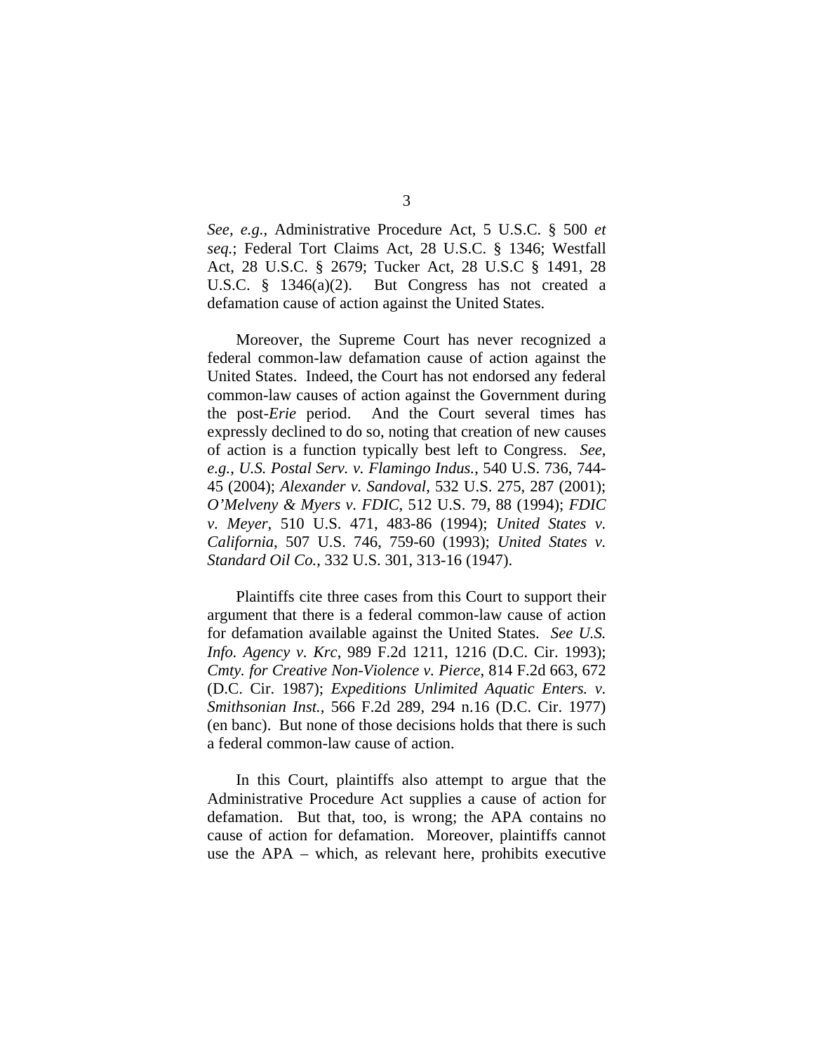*See*, *e.g.*, Administrative Procedure Act, 5 U.S.C. § 500 *et seq.*; Federal Tort Claims Act, 28 U.S.C. § 1346; Westfall Act, 28 U.S.C. § 2679; Tucker Act, 28 U.S.C § 1491, 28 U.S.C. § 1346(a)(2). But Congress has not created a defamation cause of action against the United States.

Moreover, the Supreme Court has never recognized a federal common-law defamation cause of action against the United States. Indeed, the Court has not endorsed any federal common-law causes of action against the Government during the post-*Erie* period. And the Court several times has expressly declined to do so, noting that creation of new causes of action is a function typically best left to Congress. *See, e.g.*, *U.S. Postal Serv. v. Flamingo Indus.*, 540 U.S. 736, 744-45 (2004); *Alexander v. Sandoval*, 532 U.S. 275, 287 (2001); *O'Melveny & Myers v. FDIC*, 512 U.S. 79, 88 (1994); *FDIC v. Meyer*, 510 U.S. 471, 483-86 (1994); *United States v. California*, 507 U.S. 746, 759-60 (1993); *United States v. Standard Oil Co.*, 332 U.S. 301, 313-16 (1947).

Plaintiffs cite three cases from this Court to support their argument that there is a federal common-law cause of action for defamation available against the United States. *See U.S. Info. Agency v. Krc*, 989 F.2d 1211, 1216 (D.C. Cir. 1993); *Cmty. for Creative Non-Violence v. Pierce*, 814 F.2d 663, 672 (D.C. Cir. 1987); *Expeditions Unlimited Aquatic Enters. v. Smithsonian Inst.*, 566 F.2d 289, 294 n.16 (D.C. Cir. 1977) (en banc). But none of those decisions holds that there is such a federal common-law cause of action.

In this Court, plaintiffs also attempt to argue that the Administrative Procedure Act supplies a cause of action for defamation. But that, too, is wrong; the APA contains no cause of action for defamation. Moreover, plaintiffs cannot use the APA – which, as relevant here, prohibits executive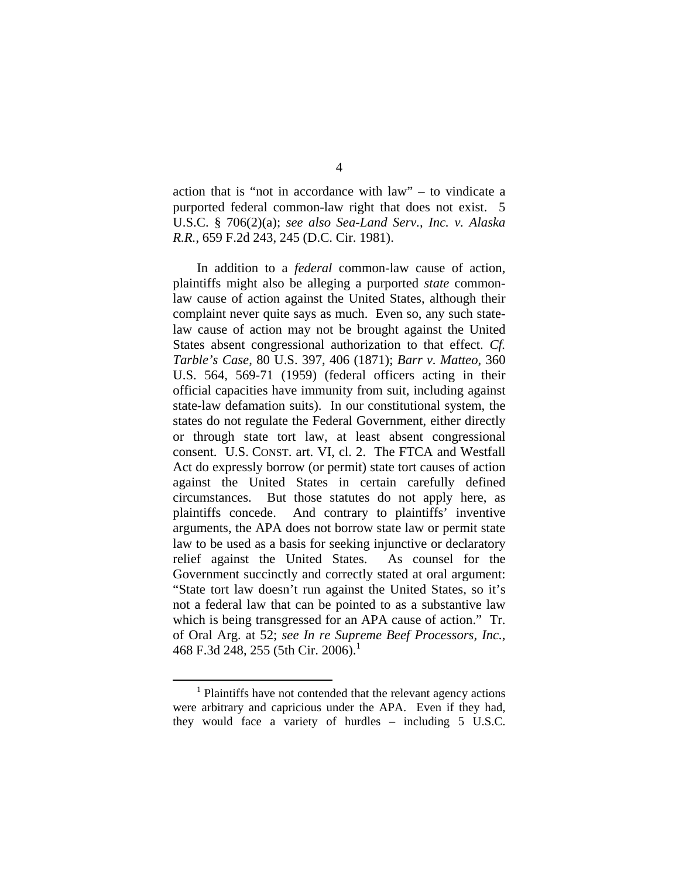action that is "not in accordance with law" – to vindicate a purported federal common-law right that does not exist. 5 U.S.C. § 706(2)(a); *see also Sea-Land Serv., Inc. v. Alaska R.R.*, 659 F.2d 243, 245 (D.C. Cir. 1981).

In addition to a *federal* common-law cause of action, plaintiffs might also be alleging a purported *state* common-law cause of action against the United States, although their complaint never quite says as much. Even so, any such state-law cause of action may not be brought against the United States absent congressional authorization to that effect. *Cf. Tarble's Case*, 80 U.S. 397, 406 (1871); *Barr v. Matteo*, 360 U.S. 564, 569-71 (1959) (federal officers acting in their official capacities have immunity from suit, including against state-law defamation suits). In our constitutional system, the states do not regulate the Federal Government, either directly or through state tort law, at least absent congressional consent. U.S. CONST. art. VI, cl. 2. The FTCA and Westfall Act do expressly borrow (or permit) state tort causes of action against the United States in certain carefully defined circumstances. But those statutes do not apply here, as plaintiffs concede. And contrary to plaintiffs' inventive arguments, the APA does not borrow state law or permit state law to be used as a basis for seeking injunctive or declaratory relief against the United States. As counsel for the Government succinctly and correctly stated at oral argument: "State tort law doesn't run against the United States, so it's not a federal law that can be pointed to as a substantive law which is being transgressed for an APA cause of action." Tr. of Oral Arg. at 52; *see In re Supreme Beef Processors, Inc.*, 468 F.3d 248, 255 (5th Cir. 2006).[1]

[1] Plaintiffs have not contended that the relevant agency actions were arbitrary and capricious under the APA. Even if they had, they would face a variety of hurdles – including 5 U.S.C.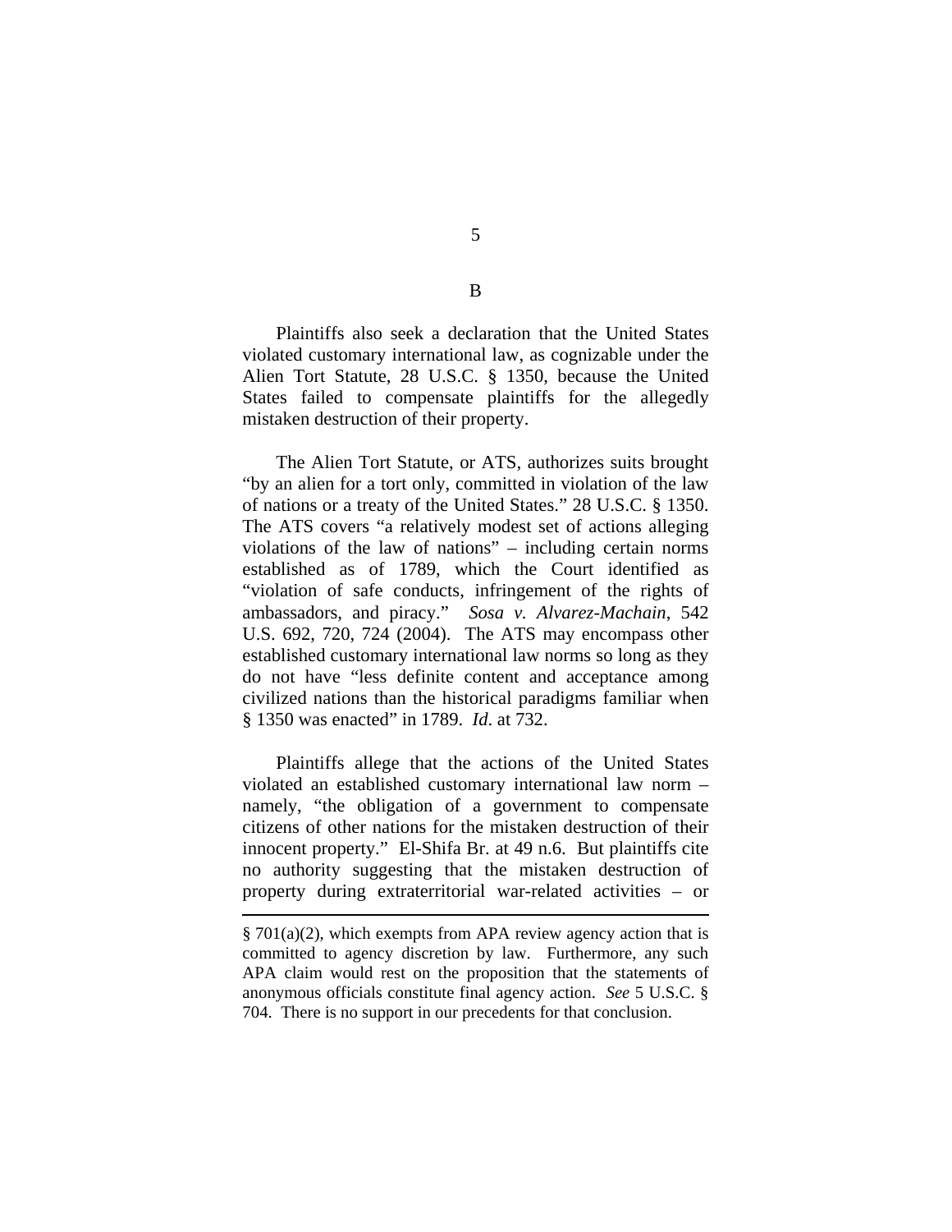## B

Plaintiffs also seek a declaration that the United States violated customary international law, as cognizable under the Alien Tort Statute, 28 U.S.C. § 1350, because the United States failed to compensate plaintiffs for the allegedly mistaken destruction of their property.

The Alien Tort Statute, or ATS, authorizes suits brought "by an alien for a tort only, committed in violation of the law of nations or a treaty of the United States." 28 U.S.C. § 1350. The ATS covers "a relatively modest set of actions alleging violations of the law of nations" – including certain norms established as of 1789, which the Court identified as "violation of safe conducts, infringement of the rights of ambassadors, and piracy." *Sosa v. Alvarez-Machain*, 542 U.S. 692, 720, 724 (2004). The ATS may encompass other established customary international law norms so long as they do not have "less definite content and acceptance among civilized nations than the historical paradigms familiar when § 1350 was enacted" in 1789. *Id*. at 732.

Plaintiffs allege that the actions of the United States violated an established customary international law norm – namely, "the obligation of a government to compensate citizens of other nations for the mistaken destruction of their innocent property." El-Shifa Br. at 49 n.6. But plaintiffs cite no authority suggesting that the mistaken destruction of property during extraterritorial war-related activities – or

---

§ 701(a)(2), which exempts from APA review agency action that is committed to agency discretion by law. Furthermore, any such APA claim would rest on the proposition that the statements of anonymous officials constitute final agency action. *See* 5 U.S.C. § 704. There is no support in our precedents for that conclusion.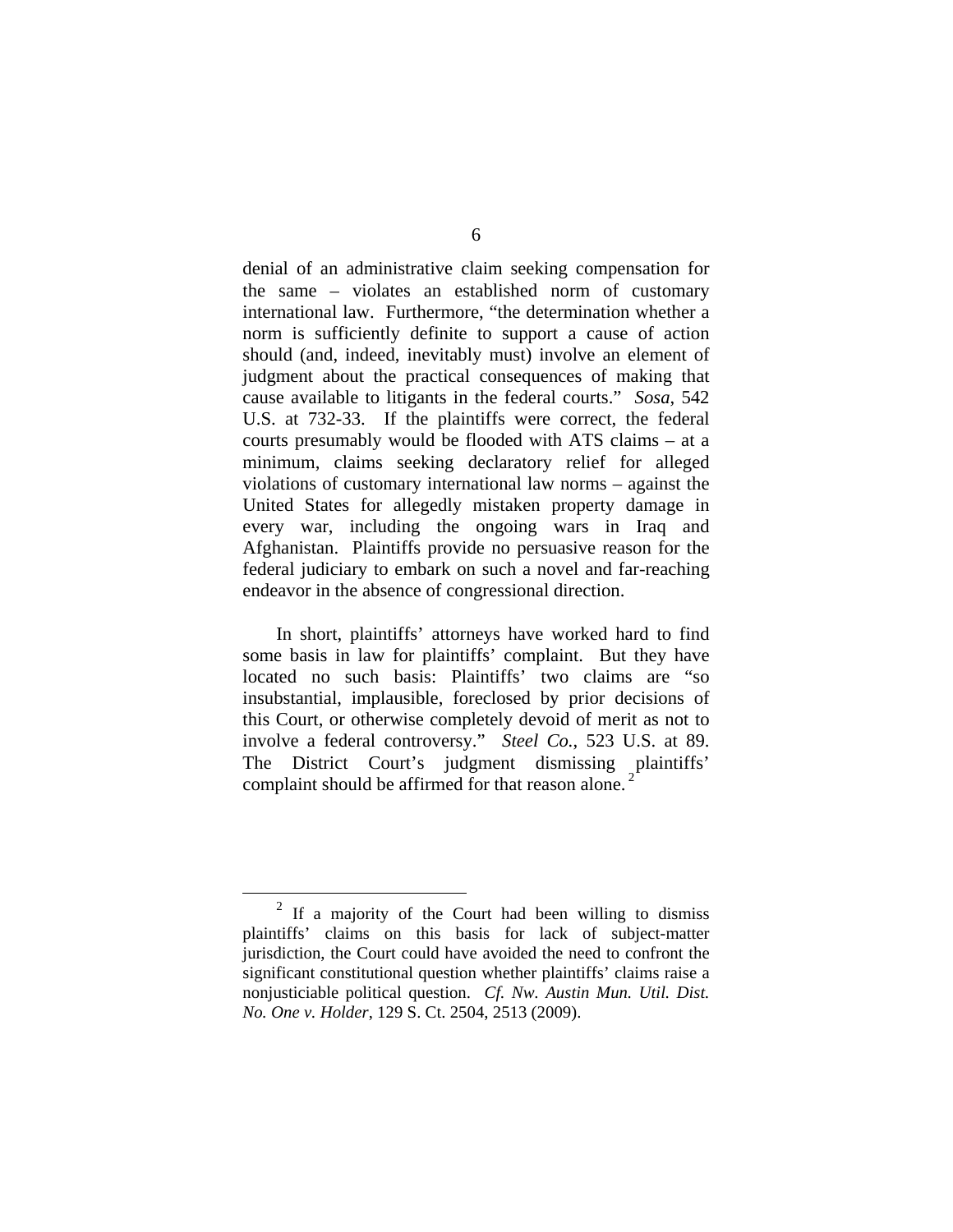denial of an administrative claim seeking compensation for the same – violates an established norm of customary international law. Furthermore, "the determination whether a norm is sufficiently definite to support a cause of action should (and, indeed, inevitably must) involve an element of judgment about the practical consequences of making that cause available to litigants in the federal courts." *Sosa*, 542 U.S. at 732-33. If the plaintiffs were correct, the federal courts presumably would be flooded with ATS claims – at a minimum, claims seeking declaratory relief for alleged violations of customary international law norms – against the United States for allegedly mistaken property damage in every war, including the ongoing wars in Iraq and Afghanistan. Plaintiffs provide no persuasive reason for the federal judiciary to embark on such a novel and far-reaching endeavor in the absence of congressional direction.

In short, plaintiffs' attorneys have worked hard to find some basis in law for plaintiffs' complaint. But they have located no such basis: Plaintiffs' two claims are "so insubstantial, implausible, foreclosed by prior decisions of this Court, or otherwise completely devoid of merit as not to involve a federal controversy." *Steel Co.*, 523 U.S. at 89. The District Court's judgment dismissing plaintiffs' complaint should be affirmed for that reason alone.[2]

---

[2] If a majority of the Court had been willing to dismiss plaintiffs' claims on this basis for lack of subject-matter jurisdiction, the Court could have avoided the need to confront the significant constitutional question whether plaintiffs' claims raise a nonjusticiable political question. *Cf. Nw. Austin Mun. Util. Dist. No. One v. Holder*, 129 S. Ct. 2504, 2513 (2009).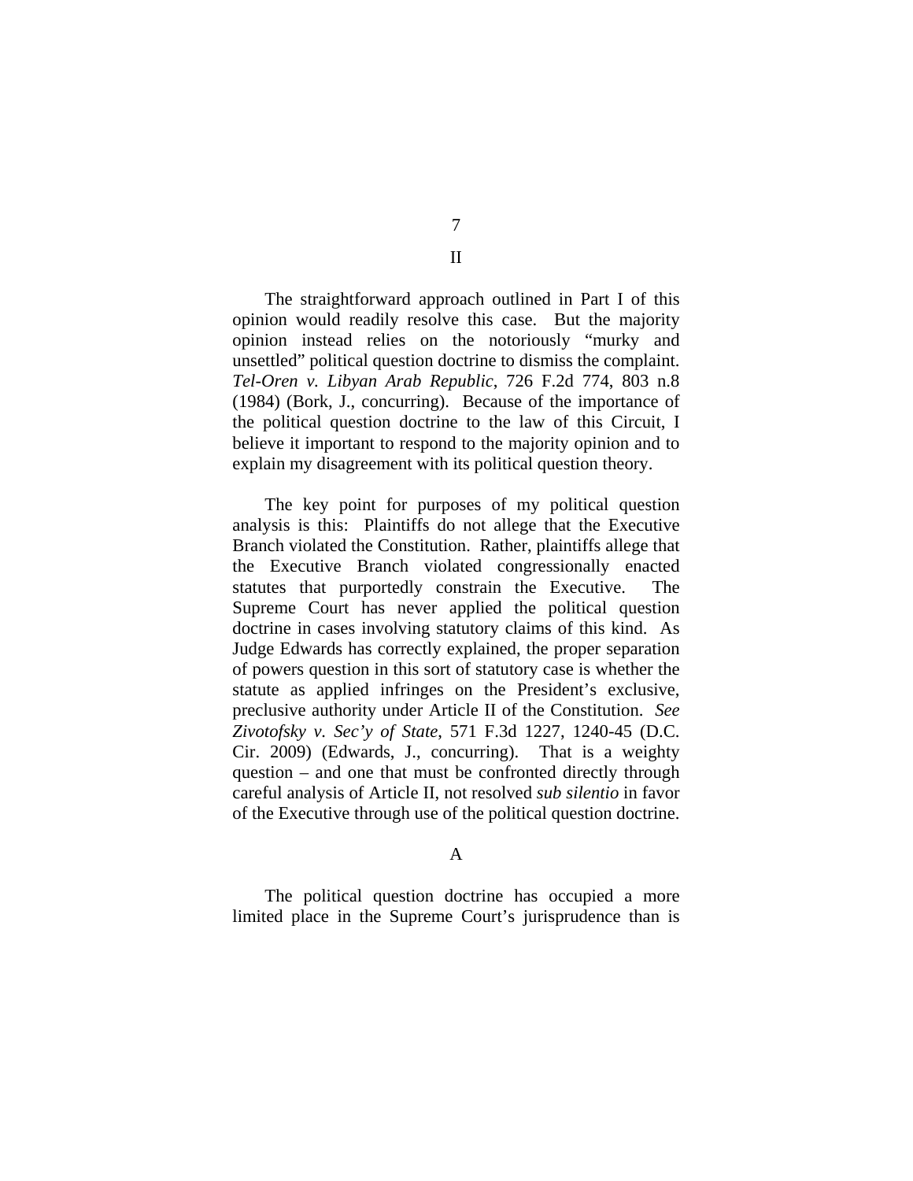## II

The straightforward approach outlined in Part I of this opinion would readily resolve this case. But the majority opinion instead relies on the notoriously "murky and unsettled" political question doctrine to dismiss the complaint. *Tel-Oren v. Libyan Arab Republic*, 726 F.2d 774, 803 n.8 (1984) (Bork, J., concurring). Because of the importance of the political question doctrine to the law of this Circuit, I believe it important to respond to the majority opinion and to explain my disagreement with its political question theory.

The key point for purposes of my political question analysis is this: Plaintiffs do not allege that the Executive Branch violated the Constitution. Rather, plaintiffs allege that the Executive Branch violated congressionally enacted statutes that purportedly constrain the Executive. The Supreme Court has never applied the political question doctrine in cases involving statutory claims of this kind. As Judge Edwards has correctly explained, the proper separation of powers question in this sort of statutory case is whether the statute as applied infringes on the President's exclusive, preclusive authority under Article II of the Constitution. *See Zivotofsky v. Sec'y of State*, 571 F.3d 1227, 1240-45 (D.C. Cir. 2009) (Edwards, J., concurring). That is a weighty question – and one that must be confronted directly through careful analysis of Article II, not resolved *sub silentio* in favor of the Executive through use of the political question doctrine.

### A

The political question doctrine has occupied a more limited place in the Supreme Court's jurisprudence than is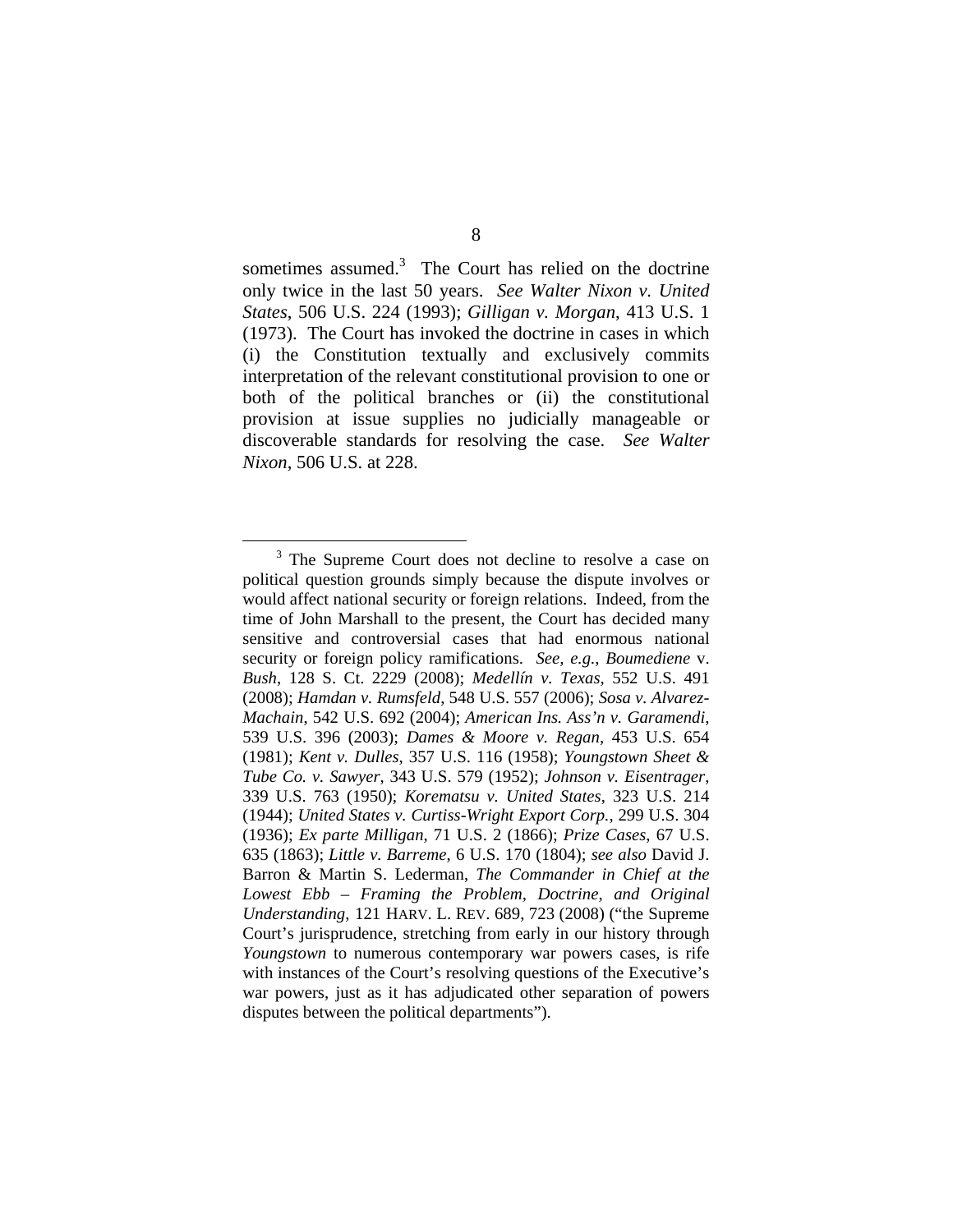sometimes assumed.[3] The Court has relied on the doctrine only twice in the last 50 years. *See Walter Nixon v. United States*, 506 U.S. 224 (1993); *Gilligan v. Morgan*, 413 U.S. 1 (1973). The Court has invoked the doctrine in cases in which (i) the Constitution textually and exclusively commits interpretation of the relevant constitutional provision to one or both of the political branches or (ii) the constitutional provision at issue supplies no judicially manageable or discoverable standards for resolving the case. *See Walter Nixon*, 506 U.S. at 228.

---

[3] The Supreme Court does not decline to resolve a case on political question grounds simply because the dispute involves or would affect national security or foreign relations. Indeed, from the time of John Marshall to the present, the Court has decided many sensitive and controversial cases that had enormous national security or foreign policy ramifications. *See, e.g.*, *Boumediene* v. *Bush*, 128 S. Ct. 2229 (2008); *Medellín v. Texas*, 552 U.S. 491 (2008); *Hamdan v. Rumsfeld*, 548 U.S. 557 (2006); *Sosa v. Alvarez-Machain*, 542 U.S. 692 (2004); *American Ins. Ass'n v. Garamendi*, 539 U.S. 396 (2003); *Dames & Moore v. Regan*, 453 U.S. 654 (1981); *Kent v. Dulles*, 357 U.S. 116 (1958); *Youngstown Sheet & Tube Co. v. Sawyer*, 343 U.S. 579 (1952); *Johnson v. Eisentrager*, 339 U.S. 763 (1950); *Korematsu v. United States*, 323 U.S. 214 (1944); *United States v. Curtiss-Wright Export Corp.*, 299 U.S. 304 (1936); *Ex parte Milligan*, 71 U.S. 2 (1866); *Prize Cases*, 67 U.S. 635 (1863); *Little v. Barreme*, 6 U.S. 170 (1804); *see also* David J. Barron & Martin S. Lederman, *The Commander in Chief at the Lowest Ebb – Framing the Problem, Doctrine, and Original Understanding*, 121 HARV. L. REV. 689, 723 (2008) ("the Supreme Court's jurisprudence, stretching from early in our history through *Youngstown* to numerous contemporary war powers cases, is rife with instances of the Court's resolving questions of the Executive's war powers, just as it has adjudicated other separation of powers disputes between the political departments").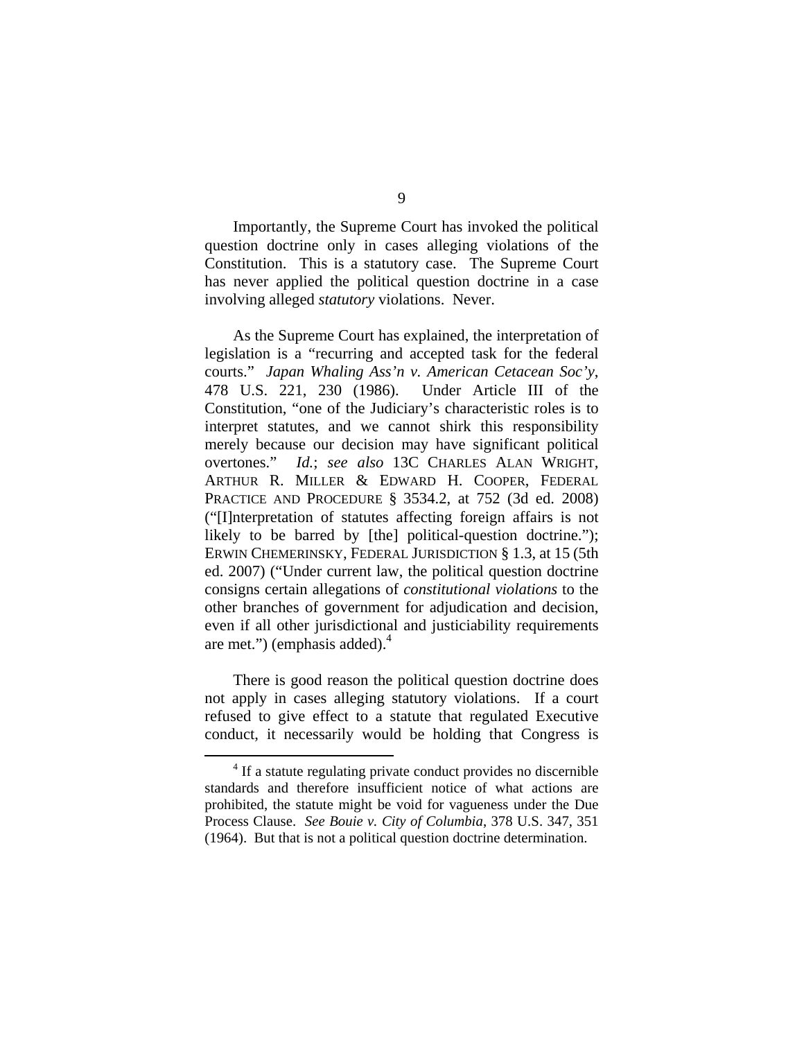Importantly, the Supreme Court has invoked the political question doctrine only in cases alleging violations of the Constitution. This is a statutory case. The Supreme Court has never applied the political question doctrine in a case involving alleged *statutory* violations. Never.

As the Supreme Court has explained, the interpretation of legislation is a "recurring and accepted task for the federal courts." *Japan Whaling Ass'n v. American Cetacean Soc'y*, 478 U.S. 221, 230 (1986). Under Article III of the Constitution, "one of the Judiciary's characteristic roles is to interpret statutes, and we cannot shirk this responsibility merely because our decision may have significant political overtones." *Id.*; *see also* 13C CHARLES ALAN WRIGHT, ARTHUR R. MILLER & EDWARD H. COOPER, FEDERAL PRACTICE AND PROCEDURE § 3534.2, at 752 (3d ed. 2008) ("[I]nterpretation of statutes affecting foreign affairs is not likely to be barred by [the] political-question doctrine."); ERWIN CHEMERINSKY, FEDERAL JURISDICTION § 1.3, at 15 (5th ed. 2007) ("Under current law, the political question doctrine consigns certain allegations of *constitutional violations* to the other branches of government for adjudication and decision, even if all other jurisdictional and justiciability requirements are met.") (emphasis added).[4]

There is good reason the political question doctrine does not apply in cases alleging statutory violations. If a court refused to give effect to a statute that regulated Executive conduct, it necessarily would be holding that Congress is

---

[4] If a statute regulating private conduct provides no discernible standards and therefore insufficient notice of what actions are prohibited, the statute might be void for vagueness under the Due Process Clause. *See Bouie v. City of Columbia*, 378 U.S. 347, 351 (1964). But that is not a political question doctrine determination.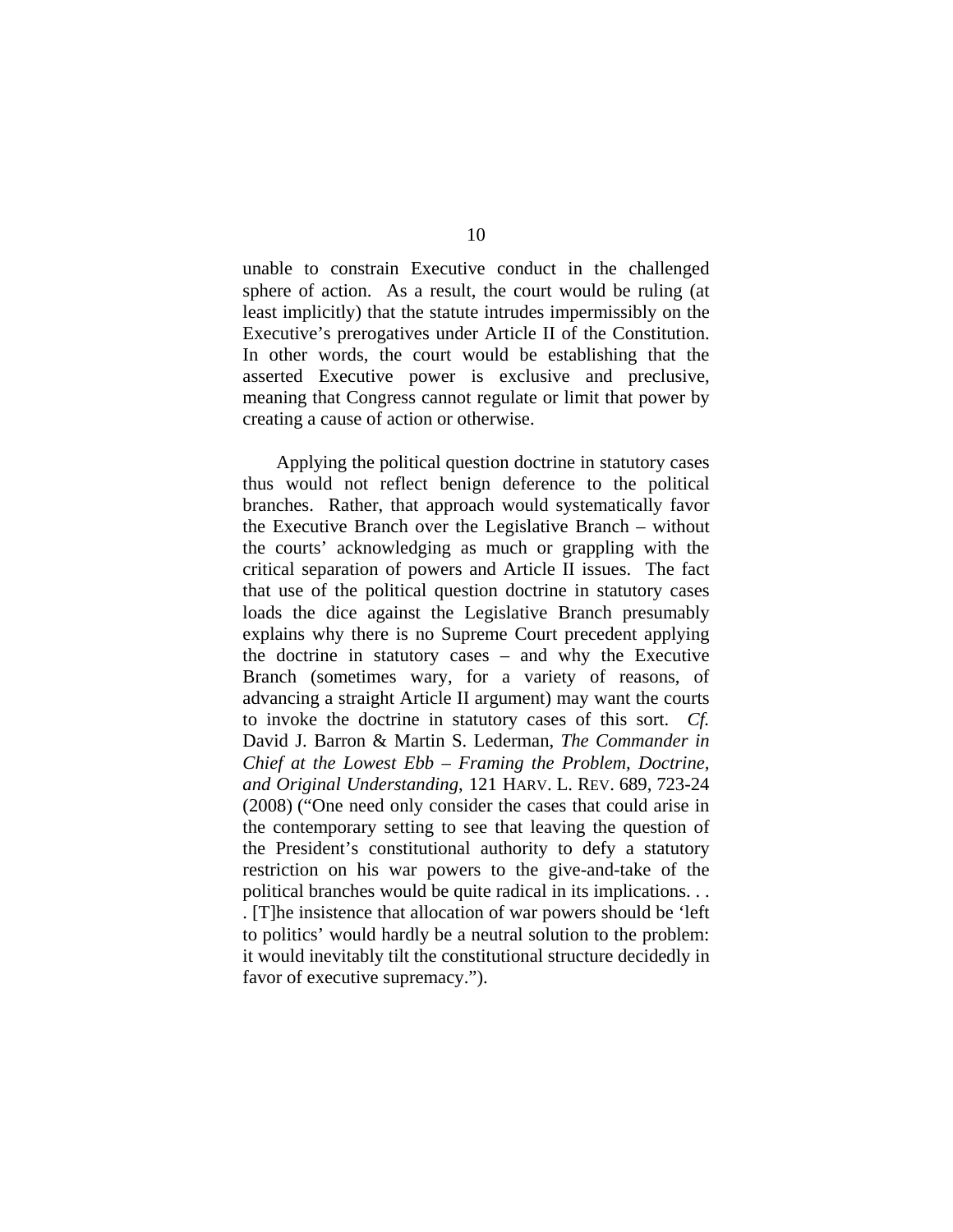unable to constrain Executive conduct in the challenged sphere of action. As a result, the court would be ruling (at least implicitly) that the statute intrudes impermissibly on the Executive's prerogatives under Article II of the Constitution. In other words, the court would be establishing that the asserted Executive power is exclusive and preclusive, meaning that Congress cannot regulate or limit that power by creating a cause of action or otherwise.

Applying the political question doctrine in statutory cases thus would not reflect benign deference to the political branches. Rather, that approach would systematically favor the Executive Branch over the Legislative Branch – without the courts' acknowledging as much or grappling with the critical separation of powers and Article II issues. The fact that use of the political question doctrine in statutory cases loads the dice against the Legislative Branch presumably explains why there is no Supreme Court precedent applying the doctrine in statutory cases – and why the Executive Branch (sometimes wary, for a variety of reasons, of advancing a straight Article II argument) may want the courts to invoke the doctrine in statutory cases of this sort. *Cf.* David J. Barron & Martin S. Lederman, *The Commander in Chief at the Lowest Ebb – Framing the Problem, Doctrine, and Original Understanding*, 121 HARV. L. REV. 689, 723-24 (2008) ("One need only consider the cases that could arise in the contemporary setting to see that leaving the question of the President's constitutional authority to defy a statutory restriction on his war powers to the give-and-take of the political branches would be quite radical in its implications. . . . [T]he insistence that allocation of war powers should be 'left to politics' would hardly be a neutral solution to the problem: it would inevitably tilt the constitutional structure decidedly in favor of executive supremacy.").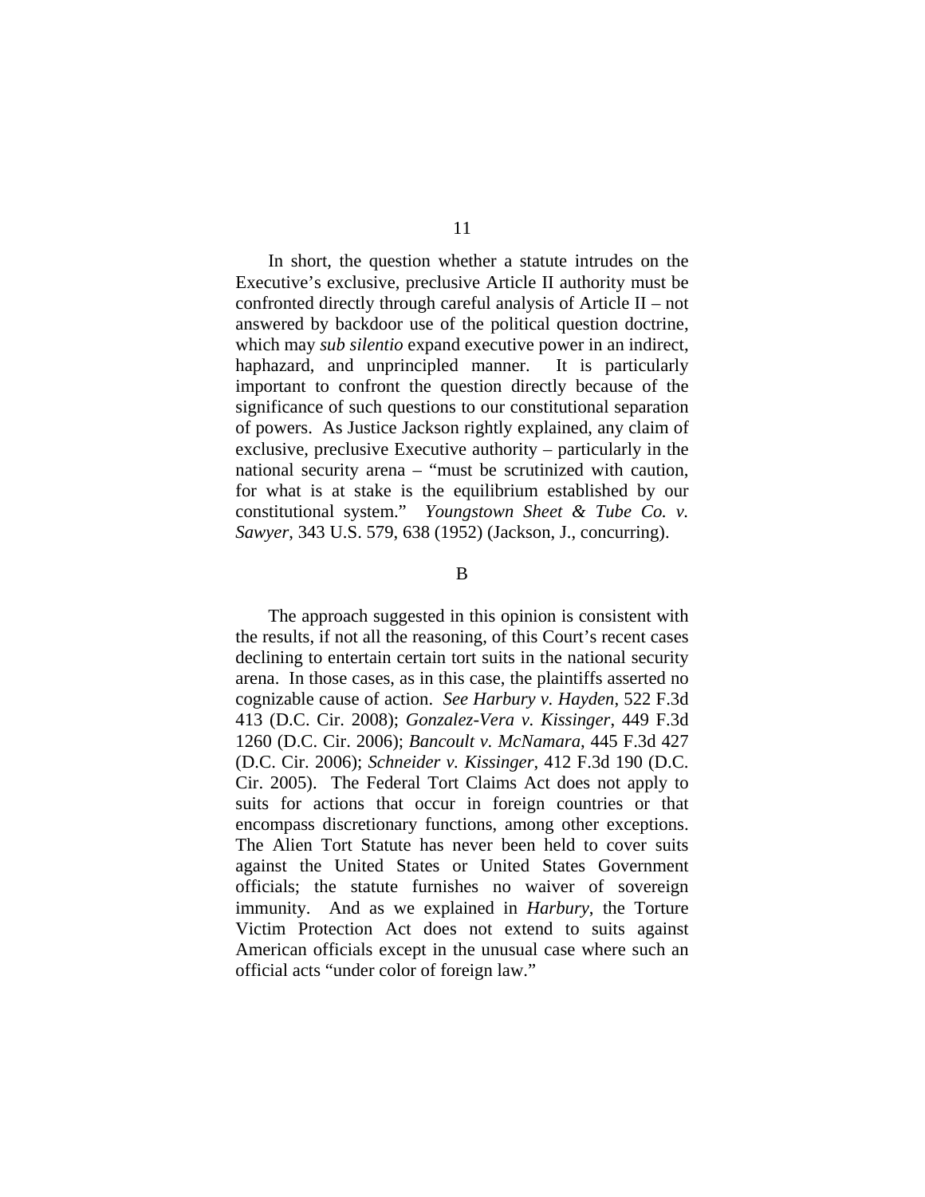In short, the question whether a statute intrudes on the Executive's exclusive, preclusive Article II authority must be confronted directly through careful analysis of Article II – not answered by backdoor use of the political question doctrine, which may *sub silentio* expand executive power in an indirect, haphazard, and unprincipled manner. It is particularly important to confront the question directly because of the significance of such questions to our constitutional separation of powers. As Justice Jackson rightly explained, any claim of exclusive, preclusive Executive authority – particularly in the national security arena – "must be scrutinized with caution, for what is at stake is the equilibrium established by our constitutional system." *Youngstown Sheet & Tube Co. v. Sawyer*, 343 U.S. 579, 638 (1952) (Jackson, J., concurring).

B

The approach suggested in this opinion is consistent with the results, if not all the reasoning, of this Court's recent cases declining to entertain certain tort suits in the national security arena. In those cases, as in this case, the plaintiffs asserted no cognizable cause of action. *See Harbury v. Hayden*, 522 F.3d 413 (D.C. Cir. 2008); *Gonzalez-Vera v. Kissinger*, 449 F.3d 1260 (D.C. Cir. 2006); *Bancoult v. McNamara*, 445 F.3d 427 (D.C. Cir. 2006); *Schneider v. Kissinger*, 412 F.3d 190 (D.C. Cir. 2005). The Federal Tort Claims Act does not apply to suits for actions that occur in foreign countries or that encompass discretionary functions, among other exceptions. The Alien Tort Statute has never been held to cover suits against the United States or United States Government officials; the statute furnishes no waiver of sovereign immunity. And as we explained in *Harbury*, the Torture Victim Protection Act does not extend to suits against American officials except in the unusual case where such an official acts "under color of foreign law."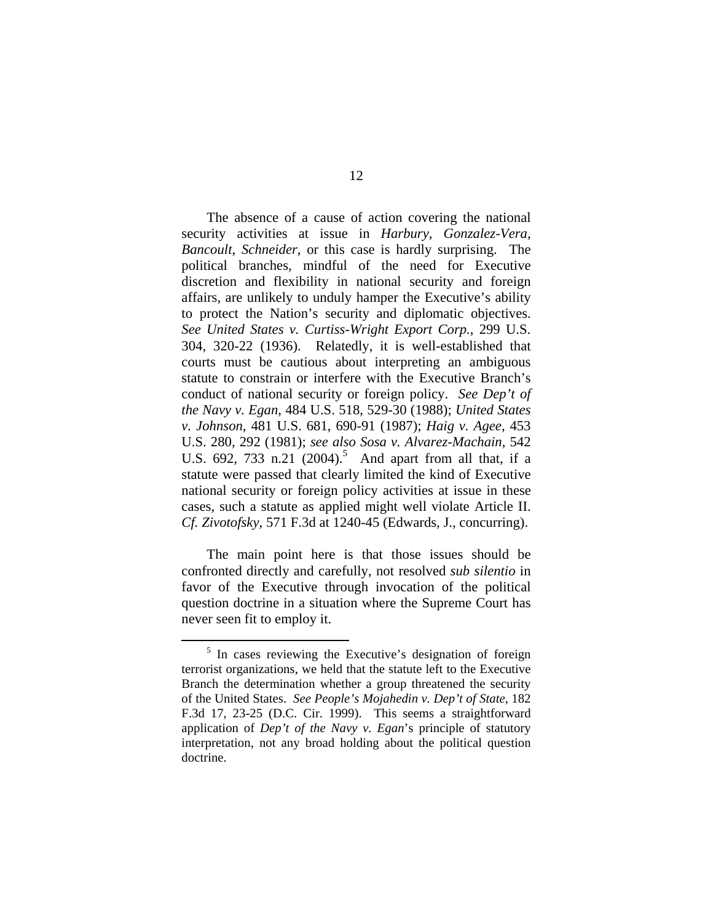The absence of a cause of action covering the national security activities at issue in *Harbury*, *Gonzalez-Vera*, *Bancoult*, *Schneider*, or this case is hardly surprising. The political branches, mindful of the need for Executive discretion and flexibility in national security and foreign affairs, are unlikely to unduly hamper the Executive's ability to protect the Nation's security and diplomatic objectives. *See United States v. Curtiss-Wright Export Corp.*, 299 U.S. 304, 320-22 (1936). Relatedly, it is well-established that courts must be cautious about interpreting an ambiguous statute to constrain or interfere with the Executive Branch's conduct of national security or foreign policy. *See Dep't of the Navy v. Egan*, 484 U.S. 518, 529-30 (1988); *United States v. Johnson*, 481 U.S. 681, 690-91 (1987); *Haig v. Agee*, 453 U.S. 280, 292 (1981); *see also Sosa v. Alvarez-Machain*, 542 U.S. 692, 733 n.21 (2004).[5] And apart from all that, if a statute were passed that clearly limited the kind of Executive national security or foreign policy activities at issue in these cases, such a statute as applied might well violate Article II. *Cf. Zivotofsky*, 571 F.3d at 1240-45 (Edwards, J., concurring).

The main point here is that those issues should be confronted directly and carefully, not resolved *sub silentio* in favor of the Executive through invocation of the political question doctrine in a situation where the Supreme Court has never seen fit to employ it.

[5] In cases reviewing the Executive's designation of foreign terrorist organizations, we held that the statute left to the Executive Branch the determination whether a group threatened the security of the United States. *See People's Mojahedin v. Dep't of State*, 182 F.3d 17, 23-25 (D.C. Cir. 1999). This seems a straightforward application of *Dep't of the Navy v. Egan*'s principle of statutory interpretation, not any broad holding about the political question doctrine.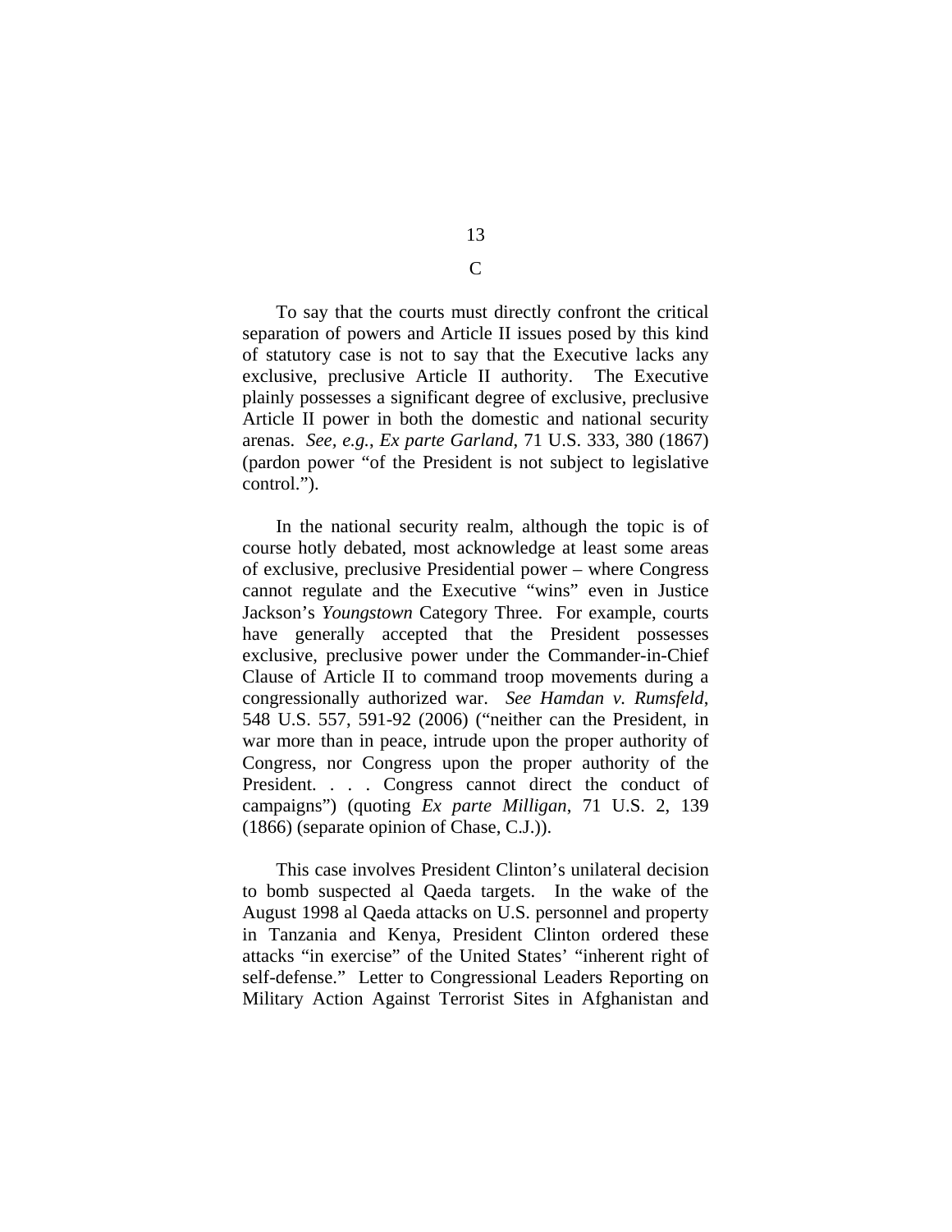C

To say that the courts must directly confront the critical separation of powers and Article II issues posed by this kind of statutory case is not to say that the Executive lacks any exclusive, preclusive Article II authority. The Executive plainly possesses a significant degree of exclusive, preclusive Article II power in both the domestic and national security arenas. *See, e.g.*, *Ex parte Garland*, 71 U.S. 333, 380 (1867) (pardon power "of the President is not subject to legislative control.").

In the national security realm, although the topic is of course hotly debated, most acknowledge at least some areas of exclusive, preclusive Presidential power – where Congress cannot regulate and the Executive "wins" even in Justice Jackson's *Youngstown* Category Three. For example, courts have generally accepted that the President possesses exclusive, preclusive power under the Commander-in-Chief Clause of Article II to command troop movements during a congressionally authorized war. *See Hamdan v. Rumsfeld*, 548 U.S. 557, 591-92 (2006) ("neither can the President, in war more than in peace, intrude upon the proper authority of Congress, nor Congress upon the proper authority of the President. . . . Congress cannot direct the conduct of campaigns") (quoting *Ex parte Milligan*, 71 U.S. 2, 139 (1866) (separate opinion of Chase, C.J.)).

This case involves President Clinton's unilateral decision to bomb suspected al Qaeda targets. In the wake of the August 1998 al Qaeda attacks on U.S. personnel and property in Tanzania and Kenya, President Clinton ordered these attacks "in exercise" of the United States' "inherent right of self-defense." Letter to Congressional Leaders Reporting on Military Action Against Terrorist Sites in Afghanistan and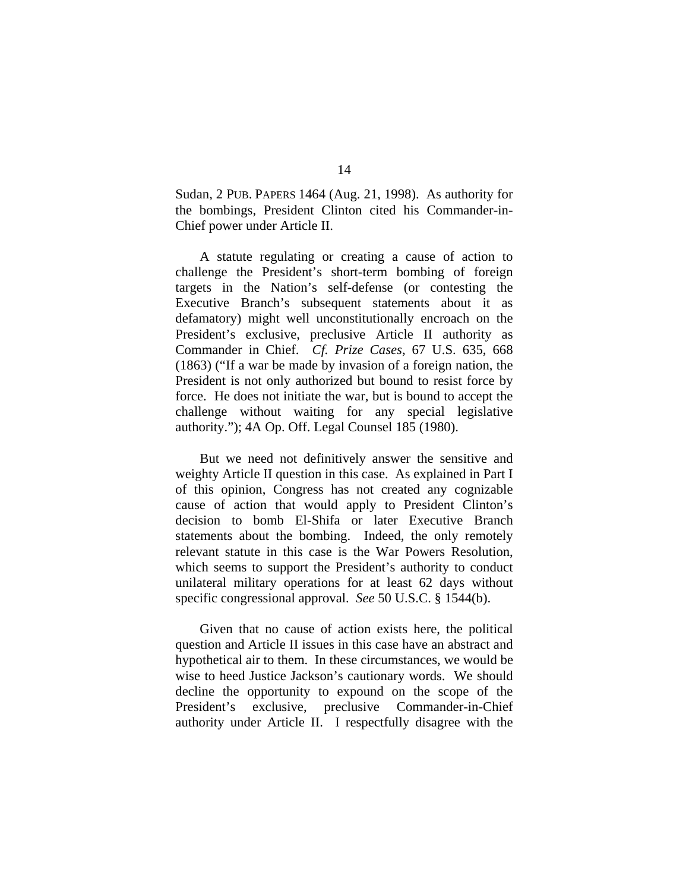Sudan, 2 PUB. PAPERS 1464 (Aug. 21, 1998). As authority for the bombings, President Clinton cited his Commander-in-Chief power under Article II.

A statute regulating or creating a cause of action to challenge the President's short-term bombing of foreign targets in the Nation's self-defense (or contesting the Executive Branch's subsequent statements about it as defamatory) might well unconstitutionally encroach on the President's exclusive, preclusive Article II authority as Commander in Chief. *Cf. Prize Cases*, 67 U.S. 635, 668 (1863) ("If a war be made by invasion of a foreign nation, the President is not only authorized but bound to resist force by force. He does not initiate the war, but is bound to accept the challenge without waiting for any special legislative authority."); 4A Op. Off. Legal Counsel 185 (1980).

But we need not definitively answer the sensitive and weighty Article II question in this case. As explained in Part I of this opinion, Congress has not created any cognizable cause of action that would apply to President Clinton's decision to bomb El-Shifa or later Executive Branch statements about the bombing. Indeed, the only remotely relevant statute in this case is the War Powers Resolution, which seems to support the President's authority to conduct unilateral military operations for at least 62 days without specific congressional approval. *See* 50 U.S.C. § 1544(b).

Given that no cause of action exists here, the political question and Article II issues in this case have an abstract and hypothetical air to them. In these circumstances, we would be wise to heed Justice Jackson's cautionary words. We should decline the opportunity to expound on the scope of the President's exclusive, preclusive Commander-in-Chief authority under Article II. I respectfully disagree with the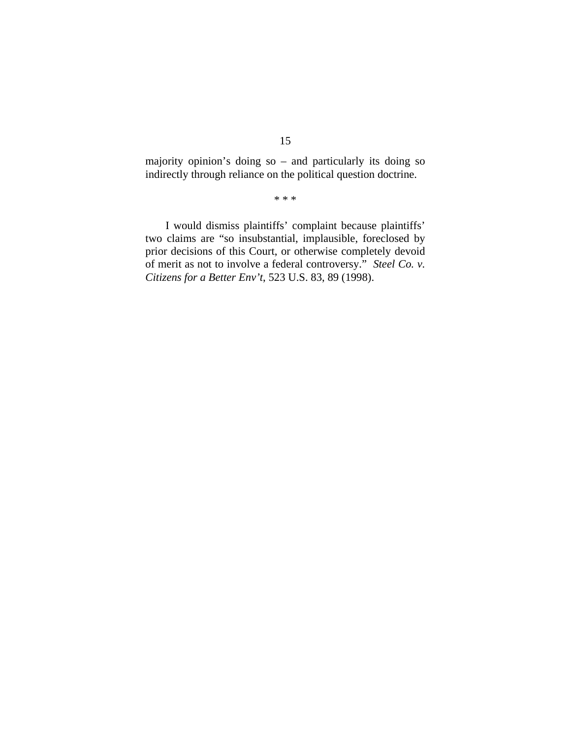majority opinion's doing so – and particularly its doing so indirectly through reliance on the political question doctrine.

\* \* \*

I would dismiss plaintiffs' complaint because plaintiffs' two claims are "so insubstantial, implausible, foreclosed by prior decisions of this Court, or otherwise completely devoid of merit as not to involve a federal controversy." *Steel Co. v. Citizens for a Better Env't*, 523 U.S. 83, 89 (1998).